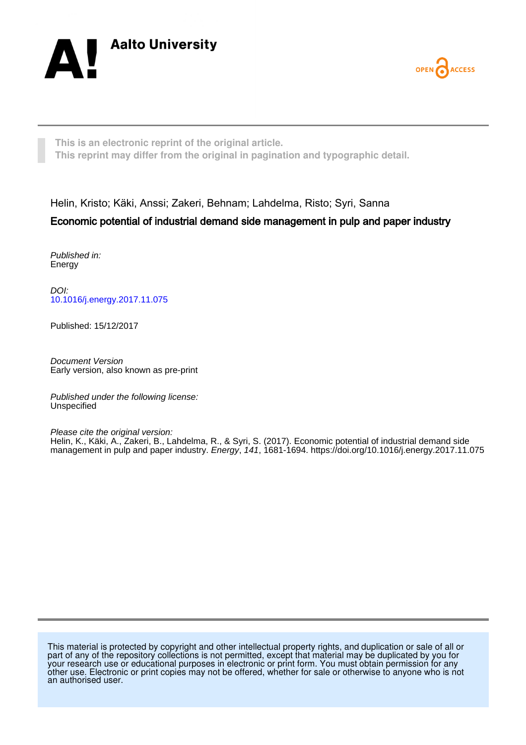Aalto University

OPEN ACCESS

This is an electronic reprint of the original article.
This reprint may differ from the original in pagination and typographic detail.

Helin, Kristo; Käki, Anssi; Zakeri, Behnam; Lahdelma, Risto; Syri, Sanna

**Economic potential of industrial demand side management in pulp and paper industry**

*Published in:*
Energy

*DOI:*
10.1016/j.energy.2017.11.075

Published: 15/12/2017

*Document Version*
Early version, also known as pre-print

*Published under the following license:*
Unspecified

*Please cite the original version:*
Helin, K., Käki, A., Zakeri, B., Lahdelma, R., & Syri, S. (2017). Economic potential of industrial demand side management in pulp and paper industry. *Energy*, *141*, 1681-1694. https://doi.org/10.1016/j.energy.2017.11.075

This material is protected by copyright and other intellectual property rights, and duplication or sale of all or part of any of the repository collections is not permitted, except that material may be duplicated by you for your research use or educational purposes in electronic or print form. You must obtain permission for any other use. Electronic or print copies may not be offered, whether for sale or otherwise to anyone who is not an authorised user.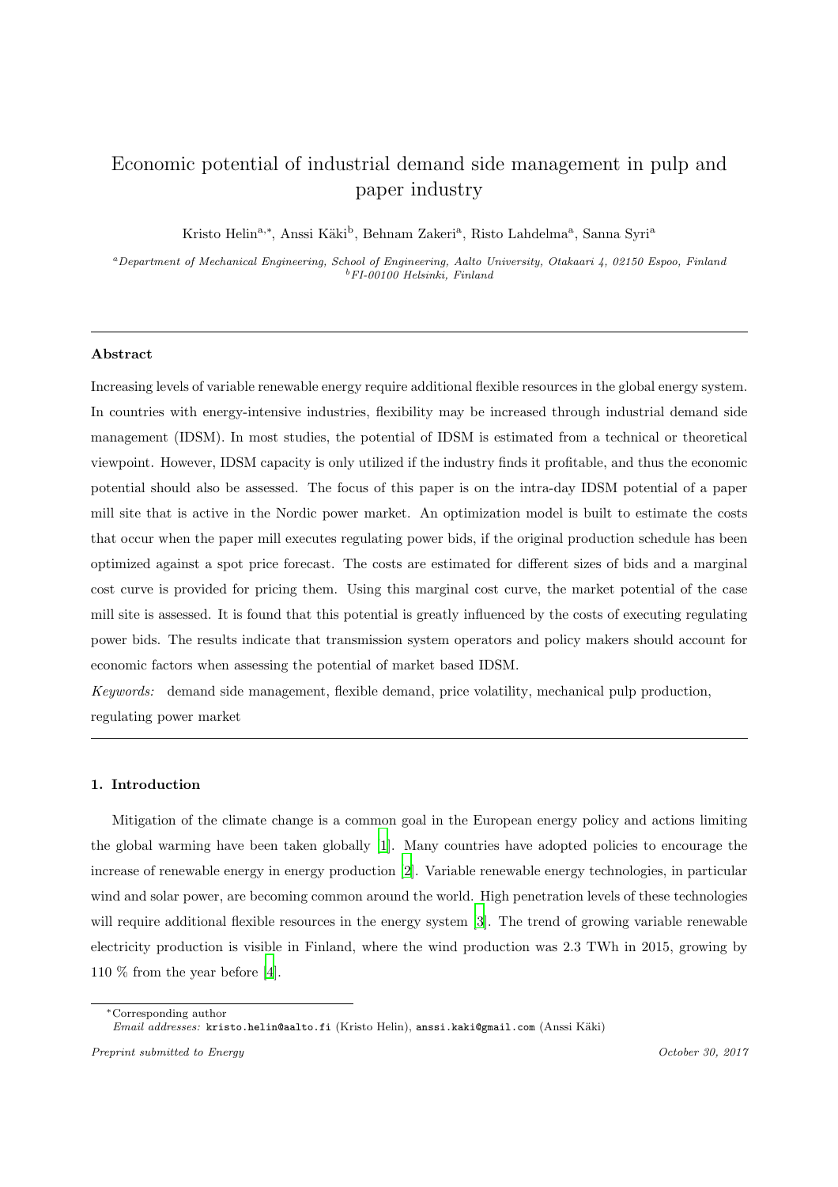# Economic potential of industrial demand side management in pulp and paper industry

Kristo Helin[a,*], Anssi Käki[b], Behnam Zakeri[a], Risto Lahdelma[a], Sanna Syri[a]

[a]*Department of Mechanical Engineering, School of Engineering, Aalto University, Otakaari 4, 02150 Espoo, Finland*
[b]*FI-00100 Helsinki, Finland*

---

## Abstract

Increasing levels of variable renewable energy require additional flexible resources in the global energy system. In countries with energy-intensive industries, flexibility may be increased through industrial demand side management (IDSM). In most studies, the potential of IDSM is estimated from a technical or theoretical viewpoint. However, IDSM capacity is only utilized if the industry finds it profitable, and thus the economic potential should also be assessed. The focus of this paper is on the intra-day IDSM potential of a paper mill site that is active in the Nordic power market. An optimization model is built to estimate the costs that occur when the paper mill executes regulating power bids, if the original production schedule has been optimized against a spot price forecast. The costs are estimated for different sizes of bids and a marginal cost curve is provided for pricing them. Using this marginal cost curve, the market potential of the case mill site is assessed. It is found that this potential is greatly influenced by the costs of executing regulating power bids. The results indicate that transmission system operators and policy makers should account for economic factors when assessing the potential of market based IDSM.

*Keywords:* demand side management, flexible demand, price volatility, mechanical pulp production, regulating power market

---

## 1. Introduction

Mitigation of the climate change is a common goal in the European energy policy and actions limiting the global warming have been taken globally [1]. Many countries have adopted policies to encourage the increase of renewable energy in energy production [2]. Variable renewable energy technologies, in particular wind and solar power, are becoming common around the world. High penetration levels of these technologies will require additional flexible resources in the energy system [3]. The trend of growing variable renewable electricity production is visible in Finland, where the wind production was 2.3 TWh in 2015, growing by 110 % from the year before [4].

---

*Corresponding author
*Email addresses:* kristo.helin@aalto.fi (Kristo Helin), anssi.kaki@gmail.com (Anssi Käki)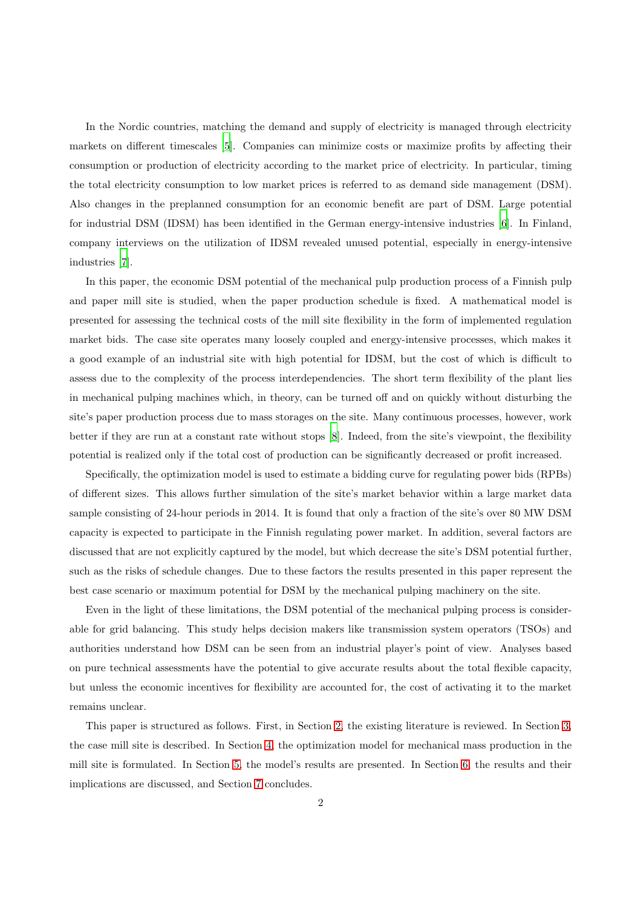In the Nordic countries, matching the demand and supply of electricity is managed through electricity markets on different timescales [5]. Companies can minimize costs or maximize profits by affecting their consumption or production of electricity according to the market price of electricity. In particular, timing the total electricity consumption to low market prices is referred to as demand side management (DSM). Also changes in the preplanned consumption for an economic benefit are part of DSM. Large potential for industrial DSM (IDSM) has been identified in the German energy-intensive industries [6]. In Finland, company interviews on the utilization of IDSM revealed unused potential, especially in energy-intensive industries [7].

In this paper, the economic DSM potential of the mechanical pulp production process of a Finnish pulp and paper mill site is studied, when the paper production schedule is fixed. A mathematical model is presented for assessing the technical costs of the mill site flexibility in the form of implemented regulation market bids. The case site operates many loosely coupled and energy-intensive processes, which makes it a good example of an industrial site with high potential for IDSM, but the cost of which is difficult to assess due to the complexity of the process interdependencies. The short term flexibility of the plant lies in mechanical pulping machines which, in theory, can be turned off and on quickly without disturbing the site's paper production process due to mass storages on the site. Many continuous processes, however, work better if they are run at a constant rate without stops [8]. Indeed, from the site's viewpoint, the flexibility potential is realized only if the total cost of production can be significantly decreased or profit increased.

Specifically, the optimization model is used to estimate a bidding curve for regulating power bids (RPBs) of different sizes. This allows further simulation of the site's market behavior within a large market data sample consisting of 24-hour periods in 2014. It is found that only a fraction of the site's over 80 MW DSM capacity is expected to participate in the Finnish regulating power market. In addition, several factors are discussed that are not explicitly captured by the model, but which decrease the site's DSM potential further, such as the risks of schedule changes. Due to these factors the results presented in this paper represent the best case scenario or maximum potential for DSM by the mechanical pulping machinery on the site.

Even in the light of these limitations, the DSM potential of the mechanical pulping process is considerable for grid balancing. This study helps decision makers like transmission system operators (TSOs) and authorities understand how DSM can be seen from an industrial player's point of view. Analyses based on pure technical assessments have the potential to give accurate results about the total flexible capacity, but unless the economic incentives for flexibility are accounted for, the cost of activating it to the market remains unclear.

This paper is structured as follows. First, in Section 2, the existing literature is reviewed. In Section 3, the case mill site is described. In Section 4, the optimization model for mechanical mass production in the mill site is formulated. In Section 5, the model's results are presented. In Section 6, the results and their implications are discussed, and Section 7 concludes.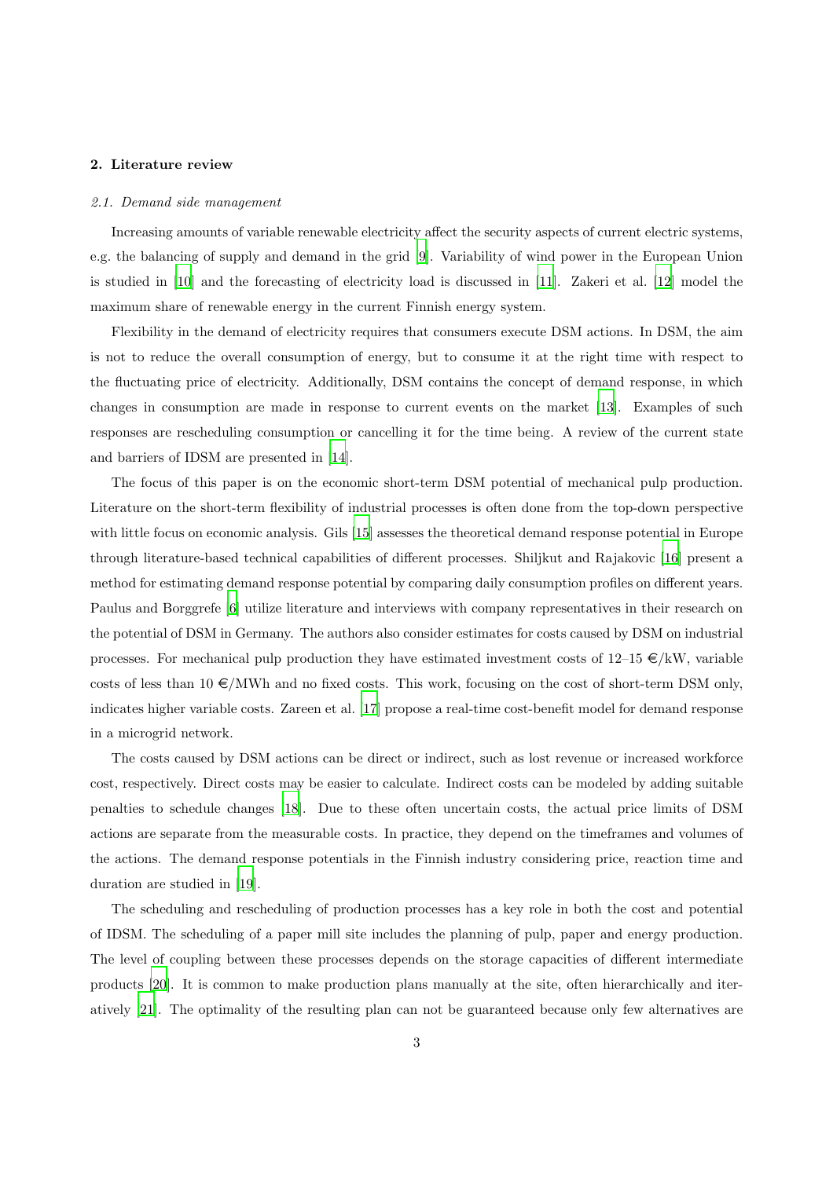## 2. Literature review

### 2.1. Demand side management

Increasing amounts of variable renewable electricity affect the security aspects of current electric systems, e.g. the balancing of supply and demand in the grid [9]. Variability of wind power in the European Union is studied in [10] and the forecasting of electricity load is discussed in [11]. Zakeri et al. [12] model the maximum share of renewable energy in the current Finnish energy system.

Flexibility in the demand of electricity requires that consumers execute DSM actions. In DSM, the aim is not to reduce the overall consumption of energy, but to consume it at the right time with respect to the fluctuating price of electricity. Additionally, DSM contains the concept of demand response, in which changes in consumption are made in response to current events on the market [13]. Examples of such responses are rescheduling consumption or cancelling it for the time being. A review of the current state and barriers of IDSM are presented in [14].

The focus of this paper is on the economic short-term DSM potential of mechanical pulp production. Literature on the short-term flexibility of industrial processes is often done from the top-down perspective with little focus on economic analysis. Gils [15] assesses the theoretical demand response potential in Europe through literature-based technical capabilities of different processes. Shiljkut and Rajakovic [16] present a method for estimating demand response potential by comparing daily consumption profiles on different years. Paulus and Borggrefe [6] utilize literature and interviews with company representatives in their research on the potential of DSM in Germany. The authors also consider estimates for costs caused by DSM on industrial processes. For mechanical pulp production they have estimated investment costs of 12–15 €/kW, variable costs of less than 10 €/MWh and no fixed costs. This work, focusing on the cost of short-term DSM only, indicates higher variable costs. Zareen et al. [17] propose a real-time cost-benefit model for demand response in a microgrid network.

The costs caused by DSM actions can be direct or indirect, such as lost revenue or increased workforce cost, respectively. Direct costs may be easier to calculate. Indirect costs can be modeled by adding suitable penalties to schedule changes [18]. Due to these often uncertain costs, the actual price limits of DSM actions are separate from the measurable costs. In practice, they depend on the timeframes and volumes of the actions. The demand response potentials in the Finnish industry considering price, reaction time and duration are studied in [19].

The scheduling and rescheduling of production processes has a key role in both the cost and potential of IDSM. The scheduling of a paper mill site includes the planning of pulp, paper and energy production. The level of coupling between these processes depends on the storage capacities of different intermediate products [20]. It is common to make production plans manually at the site, often hierarchically and iteratively [21]. The optimality of the resulting plan can not be guaranteed because only few alternatives are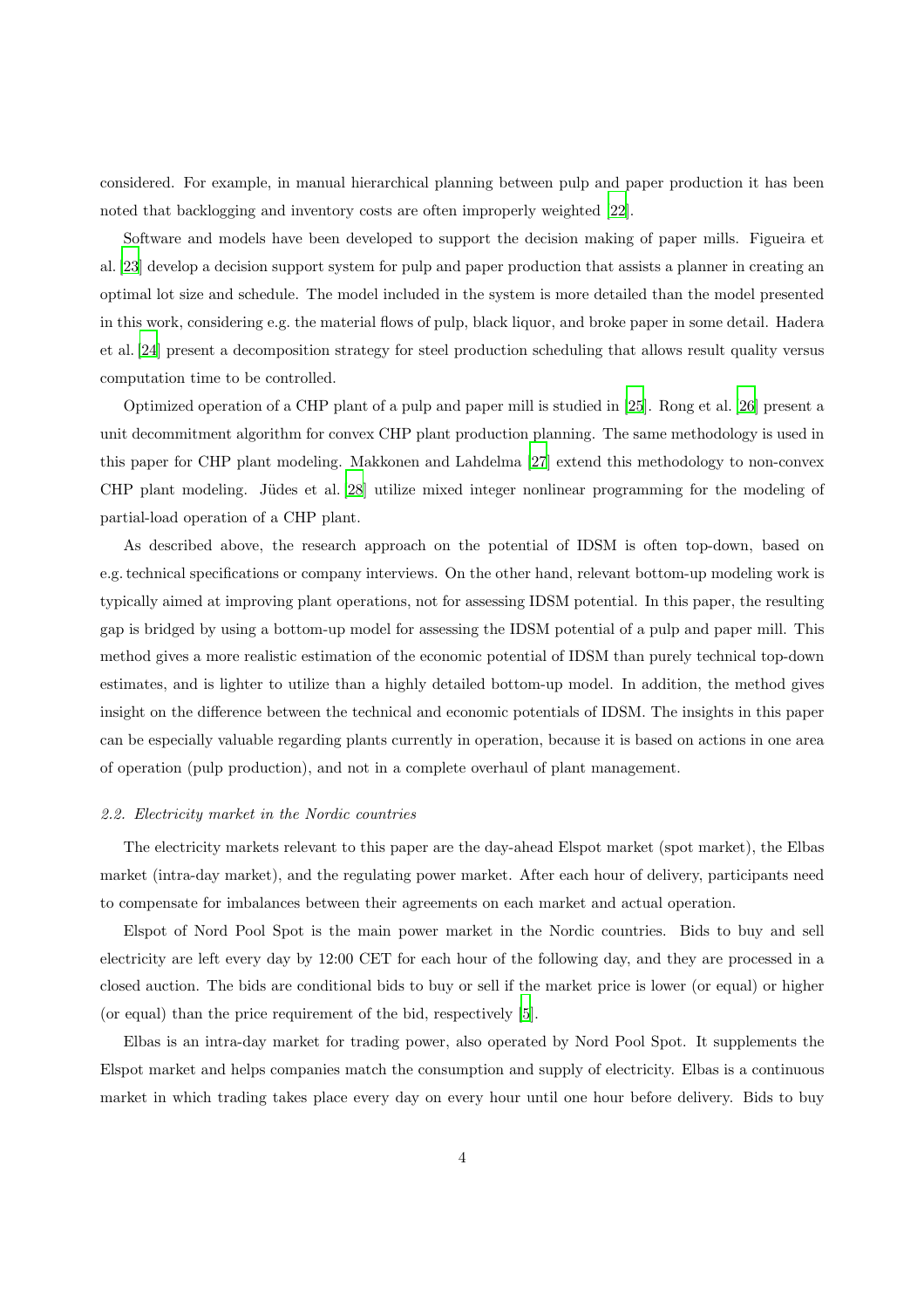considered. For example, in manual hierarchical planning between pulp and paper production it has been noted that backlogging and inventory costs are often improperly weighted [22].

Software and models have been developed to support the decision making of paper mills. Figueira et al. [23] develop a decision support system for pulp and paper production that assists a planner in creating an optimal lot size and schedule. The model included in the system is more detailed than the model presented in this work, considering e.g. the material flows of pulp, black liquor, and broke paper in some detail. Hadera et al. [24] present a decomposition strategy for steel production scheduling that allows result quality versus computation time to be controlled.

Optimized operation of a CHP plant of a pulp and paper mill is studied in [25]. Rong et al. [26] present a unit decommitment algorithm for convex CHP plant production planning. The same methodology is used in this paper for CHP plant modeling. Makkonen and Lahdelma [27] extend this methodology to non-convex CHP plant modeling. Jüdes et al. [28] utilize mixed integer nonlinear programming for the modeling of partial-load operation of a CHP plant.

As described above, the research approach on the potential of IDSM is often top-down, based on e.g. technical specifications or company interviews. On the other hand, relevant bottom-up modeling work is typically aimed at improving plant operations, not for assessing IDSM potential. In this paper, the resulting gap is bridged by using a bottom-up model for assessing the IDSM potential of a pulp and paper mill. This method gives a more realistic estimation of the economic potential of IDSM than purely technical top-down estimates, and is lighter to utilize than a highly detailed bottom-up model. In addition, the method gives insight on the difference between the technical and economic potentials of IDSM. The insights in this paper can be especially valuable regarding plants currently in operation, because it is based on actions in one area of operation (pulp production), and not in a complete overhaul of plant management.

### *2.2. Electricity market in the Nordic countries*

The electricity markets relevant to this paper are the day-ahead Elspot market (spot market), the Elbas market (intra-day market), and the regulating power market. After each hour of delivery, participants need to compensate for imbalances between their agreements on each market and actual operation.

Elspot of Nord Pool Spot is the main power market in the Nordic countries. Bids to buy and sell electricity are left every day by 12:00 CET for each hour of the following day, and they are processed in a closed auction. The bids are conditional bids to buy or sell if the market price is lower (or equal) or higher (or equal) than the price requirement of the bid, respectively [5].

Elbas is an intra-day market for trading power, also operated by Nord Pool Spot. It supplements the Elspot market and helps companies match the consumption and supply of electricity. Elbas is a continuous market in which trading takes place every day on every hour until one hour before delivery. Bids to buy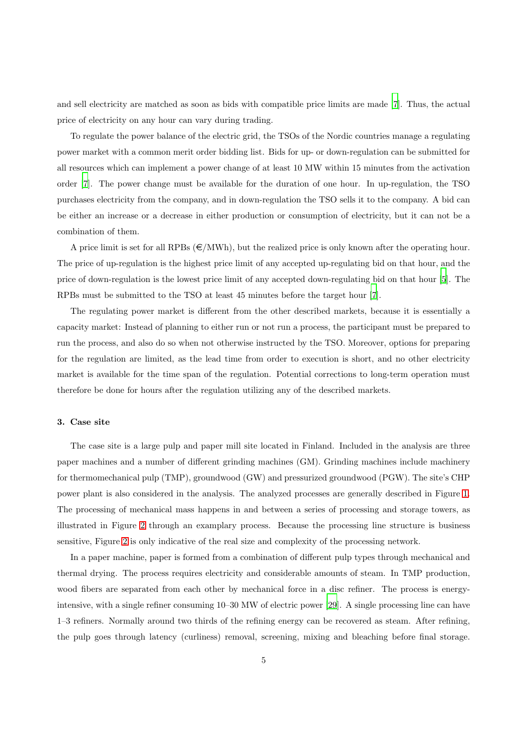and sell electricity are matched as soon as bids with compatible price limits are made [7]. Thus, the actual price of electricity on any hour can vary during trading.

To regulate the power balance of the electric grid, the TSOs of the Nordic countries manage a regulating power market with a common merit order bidding list. Bids for up- or down-regulation can be submitted for all resources which can implement a power change of at least 10 MW within 15 minutes from the activation order [7]. The power change must be available for the duration of one hour. In up-regulation, the TSO purchases electricity from the company, and in down-regulation the TSO sells it to the company. A bid can be either an increase or a decrease in either production or consumption of electricity, but it can not be a combination of them.

A price limit is set for all RPBs (€/MWh), but the realized price is only known after the operating hour. The price of up-regulation is the highest price limit of any accepted up-regulating bid on that hour, and the price of down-regulation is the lowest price limit of any accepted down-regulating bid on that hour [5]. The RPBs must be submitted to the TSO at least 45 minutes before the target hour [7].

The regulating power market is different from the other described markets, because it is essentially a capacity market: Instead of planning to either run or not run a process, the participant must be prepared to run the process, and also do so when not otherwise instructed by the TSO. Moreover, options for preparing for the regulation are limited, as the lead time from order to execution is short, and no other electricity market is available for the time span of the regulation. Potential corrections to long-term operation must therefore be done for hours after the regulation utilizing any of the described markets.

## 3. Case site

The case site is a large pulp and paper mill site located in Finland. Included in the analysis are three paper machines and a number of different grinding machines (GM). Grinding machines include machinery for thermomechanical pulp (TMP), groundwood (GW) and pressurized groundwood (PGW). The site's CHP power plant is also considered in the analysis. The analyzed processes are generally described in Figure 1. The processing of mechanical mass happens in and between a series of processing and storage towers, as illustrated in Figure 2 through an examplary process. Because the processing line structure is business sensitive, Figure 2 is only indicative of the real size and complexity of the processing network.

In a paper machine, paper is formed from a combination of different pulp types through mechanical and thermal drying. The process requires electricity and considerable amounts of steam. In TMP production, wood fibers are separated from each other by mechanical force in a disc refiner. The process is energy-intensive, with a single refiner consuming 10–30 MW of electric power [29]. A single processing line can have 1–3 refiners. Normally around two thirds of the refining energy can be recovered as steam. After refining, the pulp goes through latency (curliness) removal, screening, mixing and bleaching before final storage.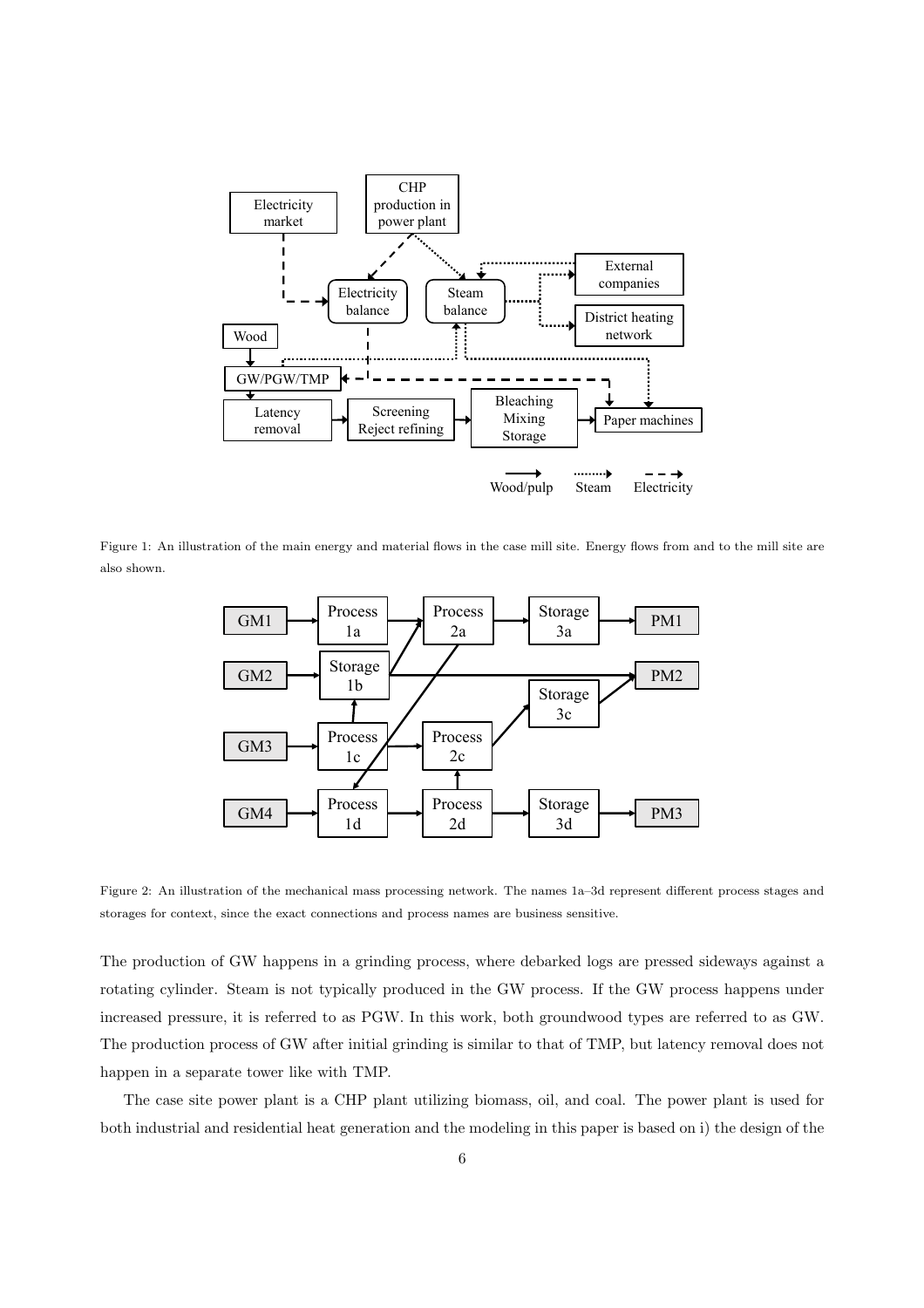Figure 1: An illustration of the main energy and material flows in the case mill site. Energy flows from and to the mill site are also shown.

Figure 2: An illustration of the mechanical mass processing network. The names 1a–3d represent different process stages and storages for context, since the exact connections and process names are business sensitive.

The production of GW happens in a grinding process, where debarked logs are pressed sideways against a rotating cylinder. Steam is not typically produced in the GW process. If the GW process happens under increased pressure, it is referred to as PGW. In this work, both groundwood types are referred to as GW. The production process of GW after initial grinding is similar to that of TMP, but latency removal does not happen in a separate tower like with TMP.

The case site power plant is a CHP plant utilizing biomass, oil, and coal. The power plant is used for both industrial and residential heat generation and the modeling in this paper is based on i) the design of the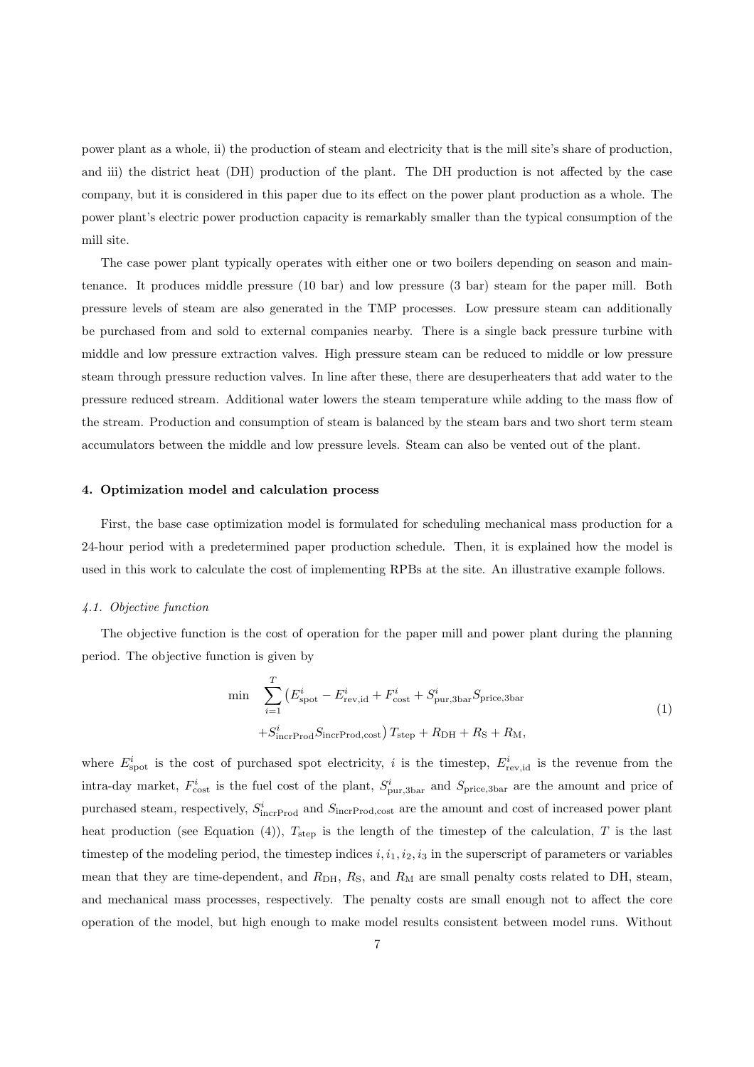power plant as a whole, ii) the production of steam and electricity that is the mill site's share of production, and iii) the district heat (DH) production of the plant. The DH production is not affected by the case company, but it is considered in this paper due to its effect on the power plant production as a whole. The power plant's electric power production capacity is remarkably smaller than the typical consumption of the mill site.

The case power plant typically operates with either one or two boilers depending on season and maintenance. It produces middle pressure (10 bar) and low pressure (3 bar) steam for the paper mill. Both pressure levels of steam are also generated in the TMP processes. Low pressure steam can additionally be purchased from and sold to external companies nearby. There is a single back pressure turbine with middle and low pressure extraction valves. High pressure steam can be reduced to middle or low pressure steam through pressure reduction valves. In line after these, there are desuperheaters that add water to the pressure reduced stream. Additional water lowers the steam temperature while adding to the mass flow of the stream. Production and consumption of steam is balanced by the steam bars and two short term steam accumulators between the middle and low pressure levels. Steam can also be vented out of the plant.

## 4. Optimization model and calculation process

First, the base case optimization model is formulated for scheduling mechanical mass production for a 24-hour period with a predetermined paper production schedule. Then, it is explained how the model is used in this work to calculate the cost of implementing RPBs at the site. An illustrative example follows.

### *4.1. Objective function*

The objective function is the cost of operation for the paper mill and power plant during the planning period. The objective function is given by

$$
\begin{aligned}
\min \quad & \sum_{i=1}^{T} \big( E^{i}_{\text{spot}} - E^{i}_{\text{rev,id}} + F^{i}_{\text{cost}} + S^{i}_{\text{pur,3bar}} S_{\text{price,3bar}} \\
& + S^{i}_{\text{incrProd}} S_{\text{incrProd,cost}} \big) T_{\text{step}} + R_{\text{DH}} + R_{\text{S}} + R_{\text{M}},
\end{aligned}
\tag{1}
$$

where $E^{i}_{\text{spot}}$ is the cost of purchased spot electricity, $i$ is the timestep, $E^{i}_{\text{rev,id}}$ is the revenue from the intra-day market, $F^{i}_{\text{cost}}$ is the fuel cost of the plant, $S^{i}_{\text{pur,3bar}}$ and $S_{\text{price,3bar}}$ are the amount and price of purchased steam, respectively, $S^{i}_{\text{incrProd}}$ and $S_{\text{incrProd,cost}}$ are the amount and cost of increased power plant heat production (see Equation (4)), $T_{\text{step}}$ is the length of the timestep of the calculation, $T$ is the last timestep of the modeling period, the timestep indices $i, i_1, i_2, i_3$ in the superscript of parameters or variables mean that they are time-dependent, and $R_{\text{DH}}$, $R_{\text{S}}$, and $R_{\text{M}}$ are small penalty costs related to DH, steam, and mechanical mass processes, respectively. The penalty costs are small enough not to affect the core operation of the model, but high enough to make model results consistent between model runs. Without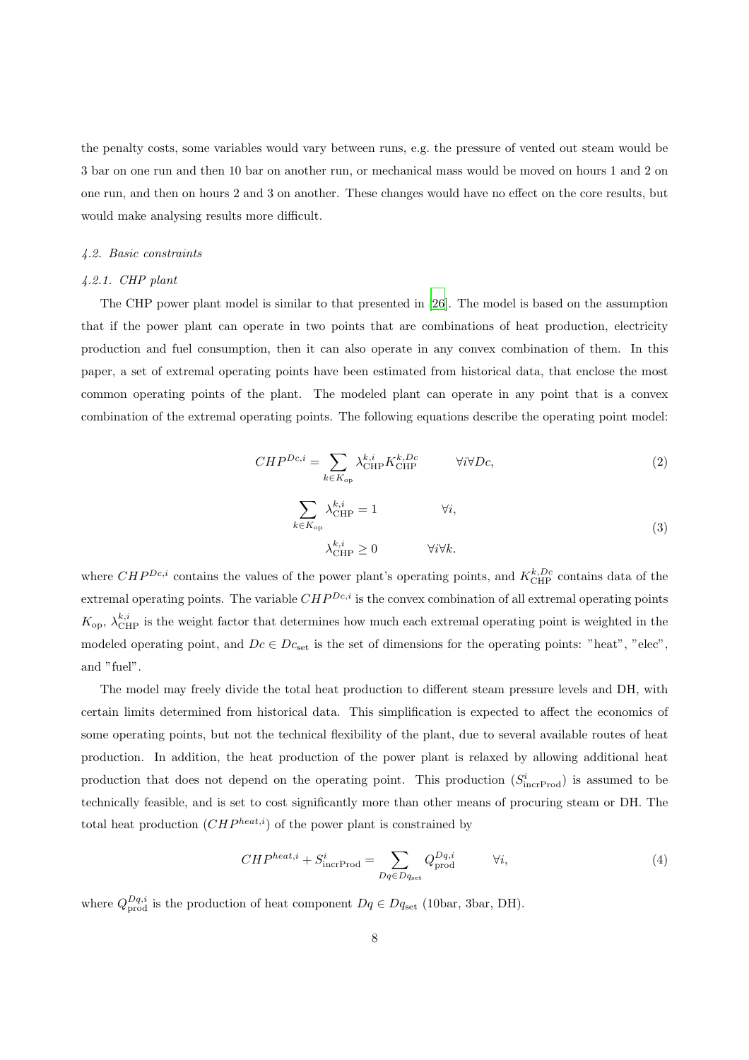the penalty costs, some variables would vary between runs, e.g. the pressure of vented out steam would be 3 bar on one run and then 10 bar on another run, or mechanical mass would be moved on hours 1 and 2 on one run, and then on hours 2 and 3 on another. These changes would have no effect on the core results, but would make analysing results more difficult.

#### *4.2. Basic constraints*

##### *4.2.1. CHP plant*

The CHP power plant model is similar to that presented in [26]. The model is based on the assumption that if the power plant can operate in two points that are combinations of heat production, electricity production and fuel consumption, then it can also operate in any convex combination of them. In this paper, a set of extremal operating points have been estimated from historical data, that enclose the most common operating points of the plant. The modeled plant can operate in any point that is a convex combination of the extremal operating points. The following equations describe the operating point model:

$$CHP^{Dc,i} = \sum_{k \in K_{\text{op}}} \lambda^{k,i}_{\text{CHP}} K^{k,Dc}_{\text{CHP}} \qquad \forall i \forall Dc, \tag{2}$$

$$\begin{aligned} \sum_{k \in K_{\text{op}}} \lambda^{k,i}_{\text{CHP}} = 1 \qquad & \forall i, \\ \lambda^{k,i}_{\text{CHP}} \geq 0 \qquad & \forall i \forall k. \end{aligned} \tag{3}$$

where $CHP^{Dc,i}$ contains the values of the power plant's operating points, and $K^{k,Dc}_{\text{CHP}}$ contains data of the extremal operating points. The variable $CHP^{Dc,i}$ is the convex combination of all extremal operating points $K_{\text{op}}$, $\lambda^{k,i}_{\text{CHP}}$ is the weight factor that determines how much each extremal operating point is weighted in the modeled operating point, and $Dc \in Dc_{\text{set}}$ is the set of dimensions for the operating points: "heat", "elec", and "fuel".

The model may freely divide the total heat production to different steam pressure levels and DH, with certain limits determined from historical data. This simplification is expected to affect the economics of some operating points, but not the technical flexibility of the plant, due to several available routes of heat production. In addition, the heat production of the power plant is relaxed by allowing additional heat production that does not depend on the operating point. This production ($S^i_{\text{incrProd}}$) is assumed to be technically feasible, and is set to cost significantly more than other means of procuring steam or DH. The total heat production ($CHP^{heat,i}$) of the power plant is constrained by

$$CHP^{heat,i} + S^i_{\text{incrProd}} = \sum_{Dq \in Dq_{\text{set}}} Q^{Dq,i}_{\text{prod}} \qquad \forall i, \tag{4}$$

where $Q^{Dq,i}_{\text{prod}}$ is the production of heat component $Dq \in Dq_{\text{set}}$ (10bar, 3bar, DH).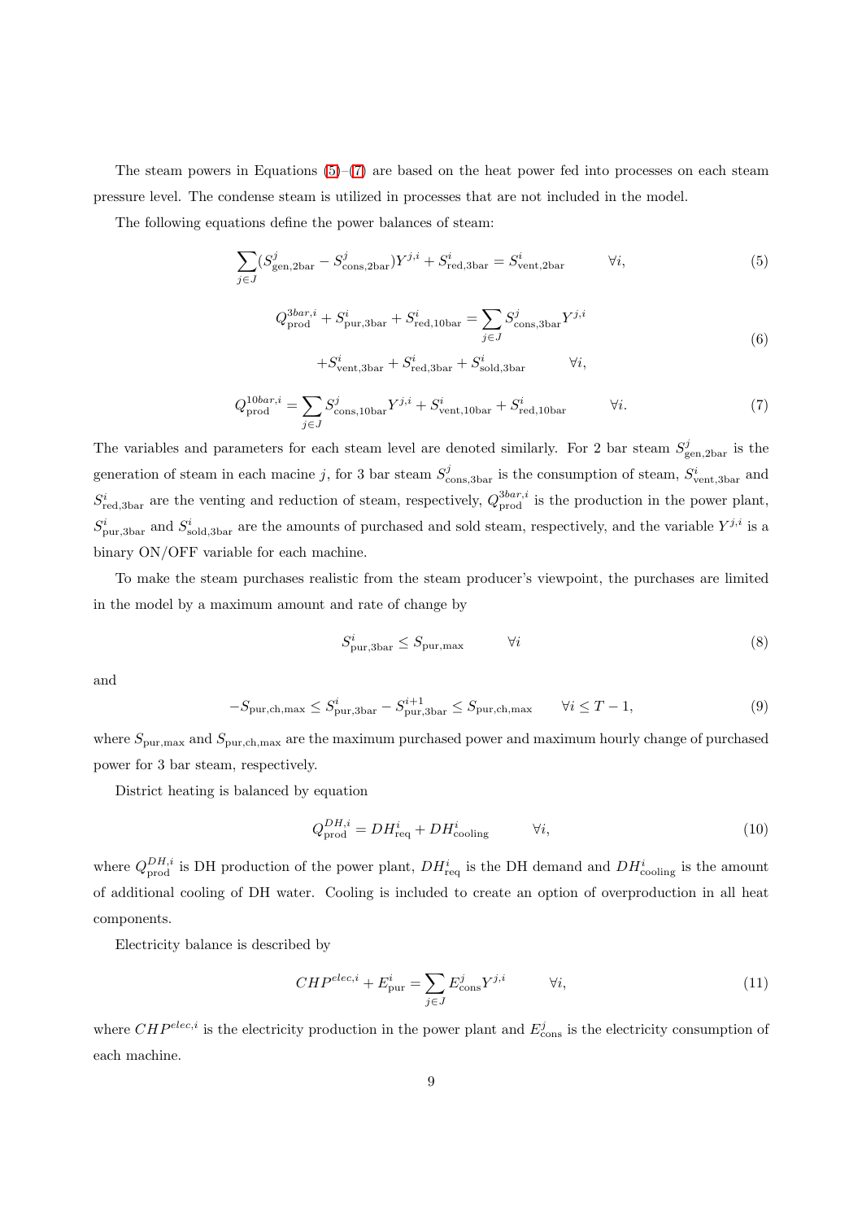The steam powers in Equations (5)–(7) are based on the heat power fed into processes on each steam pressure level. The condense steam is utilized in processes that are not included in the model.

The following equations define the power balances of steam:

$$\sum_{j \in J} (S^j_{\text{gen,2bar}} - S^j_{\text{cons,2bar}}) Y^{j,i} + S^i_{\text{red,3bar}} = S^i_{\text{vent,2bar}} \qquad \forall i, \tag{5}$$

$$\begin{aligned} Q^{3bar,i}_{\text{prod}} + S^i_{\text{pur,3bar}} + S^i_{\text{red,10bar}} &= \sum_{j \in J} S^j_{\text{cons,3bar}} Y^{j,i} \\ &+ S^i_{\text{vent,3bar}} + S^i_{\text{red,3bar}} + S^i_{\text{sold,3bar}} \qquad \forall i, \end{aligned} \tag{6}$$

$$Q^{10bar,i}_{\text{prod}} = \sum_{j \in J} S^j_{\text{cons,10bar}} Y^{j,i} + S^i_{\text{vent,10bar}} + S^i_{\text{red,10bar}} \qquad \forall i. \tag{7}$$

The variables and parameters for each steam level are denoted similarly. For 2 bar steam $S^j_{\text{gen,2bar}}$ is the generation of steam in each macine $j$, for 3 bar steam $S^j_{\text{cons,3bar}}$ is the consumption of steam, $S^i_{\text{vent,3bar}}$ and $S^i_{\text{red,3bar}}$ are the venting and reduction of steam, respectively, $Q^{3bar,i}_{\text{prod}}$ is the production in the power plant, $S^i_{\text{pur,3bar}}$ and $S^i_{\text{sold,3bar}}$ are the amounts of purchased and sold steam, respectively, and the variable $Y^{j,i}$ is a binary ON/OFF variable for each machine.

To make the steam purchases realistic from the steam producer's viewpoint, the purchases are limited in the model by a maximum amount and rate of change by

$$S^i_{\text{pur,3bar}} \leq S_{\text{pur,max}} \qquad \forall i \tag{8}$$

and

$$-S_{\text{pur,ch,max}} \leq S^i_{\text{pur,3bar}} - S^{i+1}_{\text{pur,3bar}} \leq S_{\text{pur,ch,max}} \qquad \forall i \leq T-1, \tag{9}$$

where $S_{\text{pur,max}}$ and $S_{\text{pur,ch,max}}$ are the maximum purchased power and maximum hourly change of purchased power for 3 bar steam, respectively.

District heating is balanced by equation

$$Q^{DH,i}_{\text{prod}} = DH^i_{\text{req}} + DH^i_{\text{cooling}} \qquad \forall i, \tag{10}$$

where $Q^{DH,i}_{\text{prod}}$ is DH production of the power plant, $DH^i_{\text{req}}$ is the DH demand and $DH^i_{\text{cooling}}$ is the amount of additional cooling of DH water. Cooling is included to create an option of overproduction in all heat components.

Electricity balance is described by

$$CHP^{elec,i} + E^i_{\text{pur}} = \sum_{j \in J} E^j_{\text{cons}} Y^{j,i} \qquad \forall i, \tag{11}$$

where $CHP^{elec,i}$ is the electricity production in the power plant and $E^j_{\text{cons}}$ is the electricity consumption of each machine.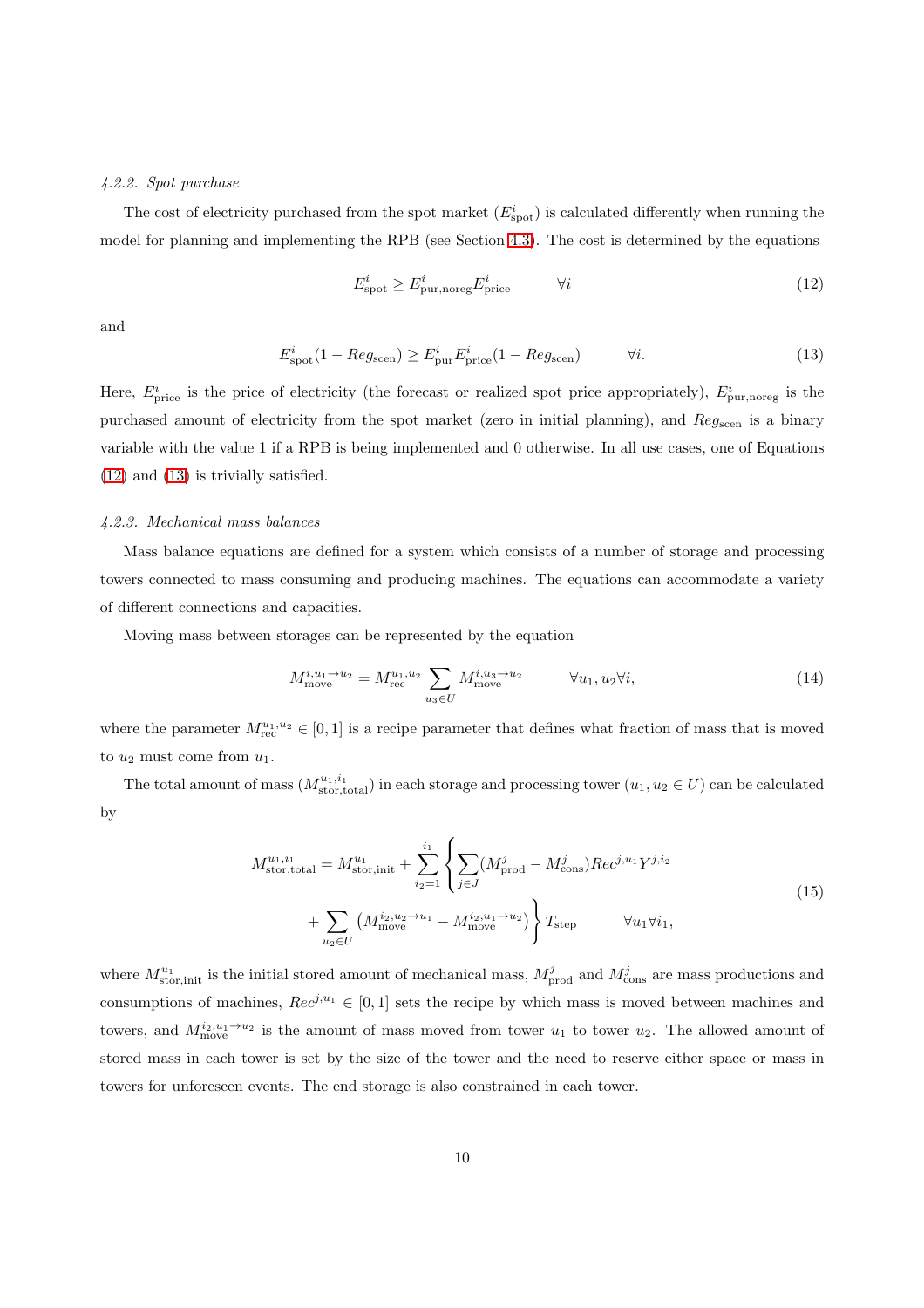#### 4.2.2. Spot purchase

The cost of electricity purchased from the spot market ($E^i_{\text{spot}}$) is calculated differently when running the model for planning and implementing the RPB (see Section 4.3). The cost is determined by the equations

$$E^i_{\text{spot}} \geq E^i_{\text{pur,noreg}} E^i_{\text{price}} \qquad \forall i \tag{12}$$

and

$$E^i_{\text{spot}}(1 - Reg_{\text{scen}}) \geq E^i_{\text{pur}} E^i_{\text{price}}(1 - Reg_{\text{scen}}) \qquad \forall i. \tag{13}$$

Here, $E^i_{\text{price}}$ is the price of electricity (the forecast or realized spot price appropriately), $E^i_{\text{pur,noreg}}$ is the purchased amount of electricity from the spot market (zero in initial planning), and $Reg_{\text{scen}}$ is a binary variable with the value 1 if a RPB is being implemented and 0 otherwise. In all use cases, one of Equations (12) and (13) is trivially satisfied.

#### 4.2.3. Mechanical mass balances

Mass balance equations are defined for a system which consists of a number of storage and processing towers connected to mass consuming and producing machines. The equations can accommodate a variety of different connections and capacities.

Moving mass between storages can be represented by the equation

$$M^{i,u_1 \to u_2}_{\text{move}} = M^{u_1,u_2}_{\text{rec}} \sum_{u_3 \in U} M^{i,u_3 \to u_2}_{\text{move}} \qquad \forall u_1, u_2 \forall i, \tag{14}$$

where the parameter $M^{u_1,u_2}_{\text{rec}} \in [0,1]$ is a recipe parameter that defines what fraction of mass that is moved to $u_2$ must come from $u_1$.

The total amount of mass ($M^{u_1,i_1}_{\text{stor,total}}$) in each storage and processing tower ($u_1, u_2 \in U$) can be calculated by

$$M^{u_1,i_1}_{\text{stor,total}} = M^{u_1}_{\text{stor,init}} + \sum_{i_2=1}^{i_1} \Bigg\{ \sum_{j \in J} (M^j_{\text{prod}} - M^j_{\text{cons}}) Rec^{j,u_1} Y^{j,i_2} + \sum_{u_2 \in U} \left( M^{i_2,u_2 \to u_1}_{\text{move}} - M^{i_2,u_1 \to u_2}_{\text{move}} \right) \Bigg\} T_{\text{step}} \qquad \forall u_1 \forall i_1, \tag{15}$$

where $M^{u_1}_{\text{stor,init}}$ is the initial stored amount of mechanical mass, $M^j_{\text{prod}}$ and $M^j_{\text{cons}}$ are mass productions and consumptions of machines, $Rec^{j,u_1} \in [0,1]$ sets the recipe by which mass is moved between machines and towers, and $M^{i_2,u_1 \to u_2}_{\text{move}}$ is the amount of mass moved from tower $u_1$ to tower $u_2$. The allowed amount of stored mass in each tower is set by the size of the tower and the need to reserve either space or mass in towers for unforeseen events. The end storage is also constrained in each tower.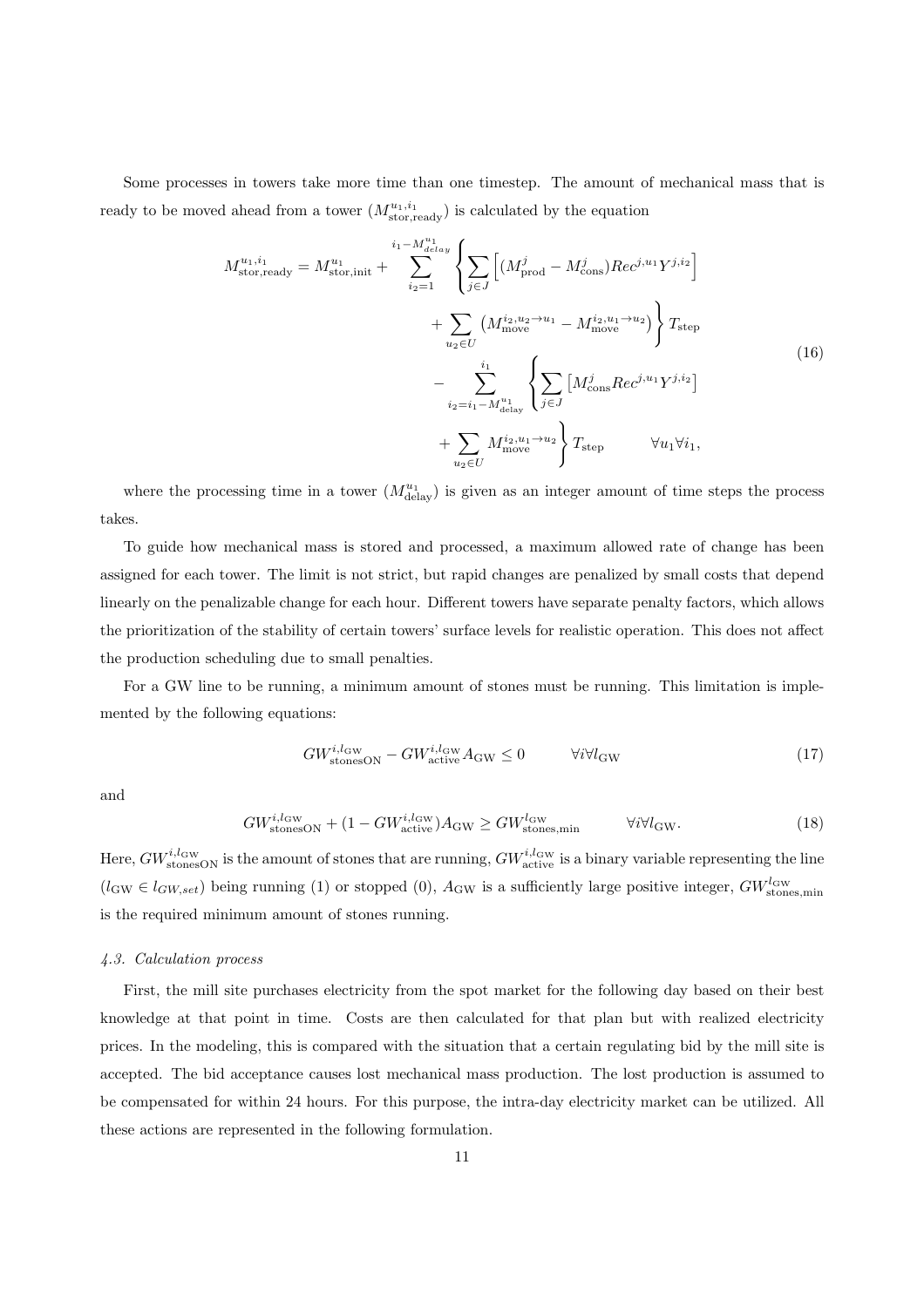Some processes in towers take more time than one timestep. The amount of mechanical mass that is ready to be moved ahead from a tower ($M^{u_1,i_1}_{\text{stor,ready}}$) is calculated by the equation

$$
\begin{aligned}
M^{u_1,i_1}_{\text{stor,ready}} = M^{u_1}_{\text{stor,init}} + \sum_{i_2=1}^{i_1-M^{u_1}_{delay}} & \left\{ \sum_{j\in J} \left[ (M^{j}_{\text{prod}} - M^{j}_{\text{cons}}) Rec^{j,u_1} Y^{j,i_2} \right] \right. \\
& \left. + \sum_{u_2\in U} \left( M^{i_2,u_2\rightarrow u_1}_{\text{move}} - M^{i_2,u_1\rightarrow u_2}_{\text{move}} \right) \right\} T_{\text{step}} \\
- \sum_{i_2=i_1-M^{u_1}_{\text{delay}}}^{i_1} & \left\{ \sum_{j\in J} \left[ M^{j}_{\text{cons}} Rec^{j,u_1} Y^{j,i_2} \right] \right. \\
& \left. + \sum_{u_2\in U} M^{i_2,u_1\rightarrow u_2}_{\text{move}} \right\} T_{\text{step}} \qquad \forall u_1 \forall i_1,
\end{aligned}
\tag{16}
$$

where the processing time in a tower ($M^{u_1}_{\text{delay}}$) is given as an integer amount of time steps the process takes.

To guide how mechanical mass is stored and processed, a maximum allowed rate of change has been assigned for each tower. The limit is not strict, but rapid changes are penalized by small costs that depend linearly on the penalizable change for each hour. Different towers have separate penalty factors, which allows the prioritization of the stability of certain towers' surface levels for realistic operation. This does not affect the production scheduling due to small penalties.

For a GW line to be running, a minimum amount of stones must be running. This limitation is implemented by the following equations:

$$
GW^{i,l_{\text{GW}}}_{\text{stonesON}} - GW^{i,l_{\text{GW}}}_{\text{active}} A_{\text{GW}} \leq 0 \qquad \forall i \forall l_{\text{GW}} \tag{17}
$$

and

$$
GW^{i,l_{\text{GW}}}_{\text{stonesON}} + (1 - GW^{i,l_{\text{GW}}}_{\text{active}}) A_{\text{GW}} \geq GW^{l_{\text{GW}}}_{\text{stones,min}} \qquad \forall i \forall l_{\text{GW}}. \tag{18}
$$

Here, $GW^{i,l_{\text{GW}}}_{\text{stonesON}}$ is the amount of stones that are running, $GW^{i,l_{\text{GW}}}_{\text{active}}$ is a binary variable representing the line ($l_{\text{GW}} \in l_{GW,set}$) being running (1) or stopped (0), $A_{\text{GW}}$ is a sufficiently large positive integer, $GW^{l_{\text{GW}}}_{\text{stones,min}}$ is the required minimum amount of stones running.

### *4.3. Calculation process*

First, the mill site purchases electricity from the spot market for the following day based on their best knowledge at that point in time. Costs are then calculated for that plan but with realized electricity prices. In the modeling, this is compared with the situation that a certain regulating bid by the mill site is accepted. The bid acceptance causes lost mechanical mass production. The lost production is assumed to be compensated for within 24 hours. For this purpose, the intra-day electricity market can be utilized. All these actions are represented in the following formulation.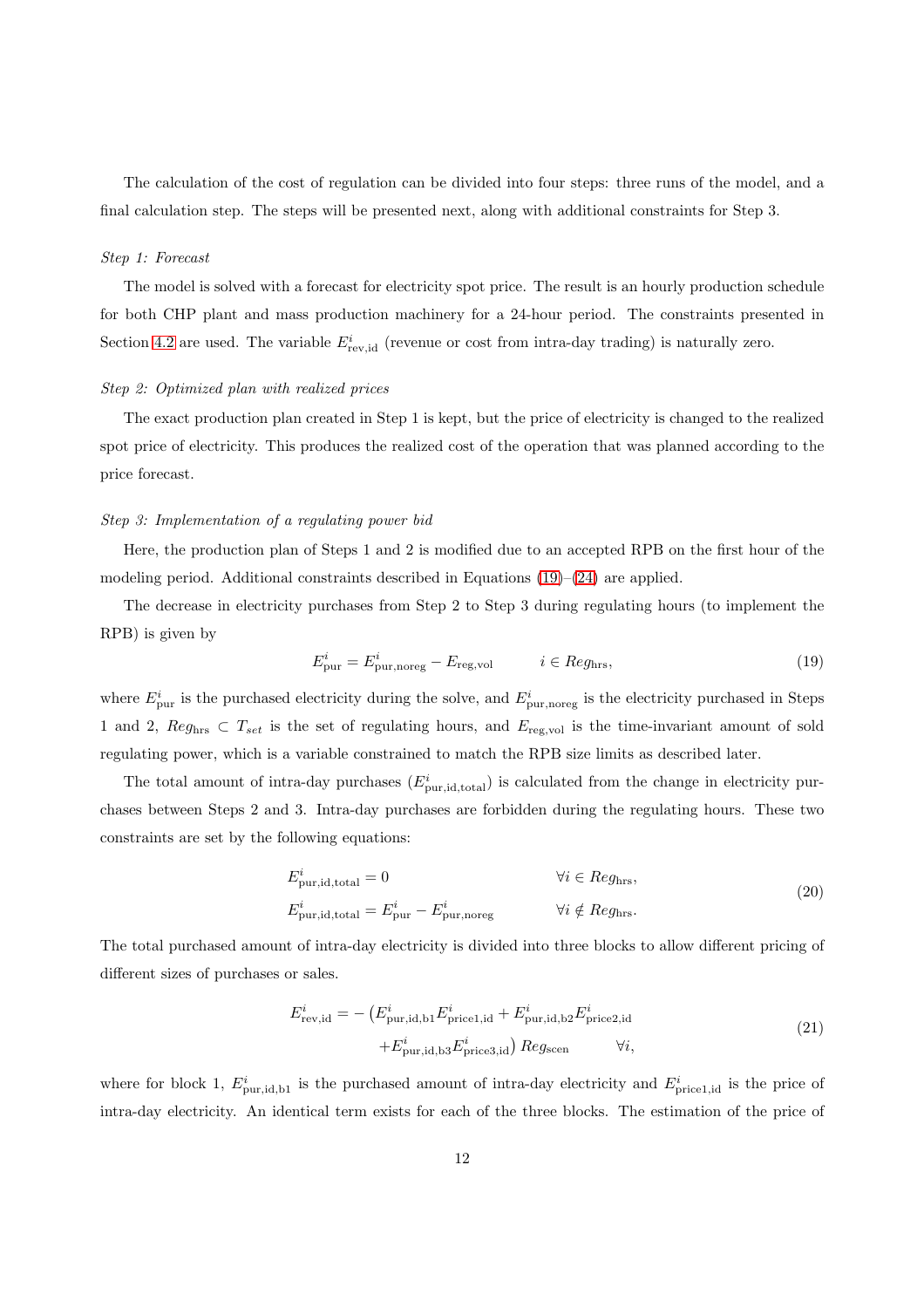The calculation of the cost of regulation can be divided into four steps: three runs of the model, and a final calculation step. The steps will be presented next, along with additional constraints for Step 3.

*Step 1: Forecast*

The model is solved with a forecast for electricity spot price. The result is an hourly production schedule for both CHP plant and mass production machinery for a 24-hour period. The constraints presented in Section 4.2 are used. The variable $E^{i}_{\mathrm{rev,id}}$ (revenue or cost from intra-day trading) is naturally zero.

*Step 2: Optimized plan with realized prices*

The exact production plan created in Step 1 is kept, but the price of electricity is changed to the realized spot price of electricity. This produces the realized cost of the operation that was planned according to the price forecast.

*Step 3: Implementation of a regulating power bid*

Here, the production plan of Steps 1 and 2 is modified due to an accepted RPB on the first hour of the modeling period. Additional constraints described in Equations (19)–(24) are applied.

The decrease in electricity purchases from Step 2 to Step 3 during regulating hours (to implement the RPB) is given by

$$E^{i}_{\mathrm{pur}} = E^{i}_{\mathrm{pur,noreg}} - E_{\mathrm{reg,vol}} \qquad i \in Reg_{\mathrm{hrs}}, \tag{19}$$

where $E^{i}_{\mathrm{pur}}$ is the purchased electricity during the solve, and $E^{i}_{\mathrm{pur,noreg}}$ is the electricity purchased in Steps 1 and 2, $Reg_{\mathrm{hrs}} \subset T_{set}$ is the set of regulating hours, and $E_{\mathrm{reg,vol}}$ is the time-invariant amount of sold regulating power, which is a variable constrained to match the RPB size limits as described later.

The total amount of intra-day purchases ($E^{i}_{\mathrm{pur,id,total}}$) is calculated from the change in electricity purchases between Steps 2 and 3. Intra-day purchases are forbidden during the regulating hours. These two constraints are set by the following equations:

$$\begin{aligned} E^{i}_{\mathrm{pur,id,total}} &= 0 && \forall i \in Reg_{\mathrm{hrs}}, \\ E^{i}_{\mathrm{pur,id,total}} &= E^{i}_{\mathrm{pur}} - E^{i}_{\mathrm{pur,noreg}} && \forall i \notin Reg_{\mathrm{hrs}}. \end{aligned} \tag{20}$$

The total purchased amount of intra-day electricity is divided into three blocks to allow different pricing of different sizes of purchases or sales.

$$\begin{aligned} E^{i}_{\mathrm{rev,id}} = -\big(&E^{i}_{\mathrm{pur,id,b1}} E^{i}_{\mathrm{price1,id}} + E^{i}_{\mathrm{pur,id,b2}} E^{i}_{\mathrm{price2,id}} \\ &+ E^{i}_{\mathrm{pur,id,b3}} E^{i}_{\mathrm{price3,id}}\big)\, Reg_{\mathrm{scen}} \qquad \forall i, \end{aligned} \tag{21}$$

where for block 1, $E^{i}_{\mathrm{pur,id,b1}}$ is the purchased amount of intra-day electricity and $E^{i}_{\mathrm{price1,id}}$ is the price of intra-day electricity. An identical term exists for each of the three blocks. The estimation of the price of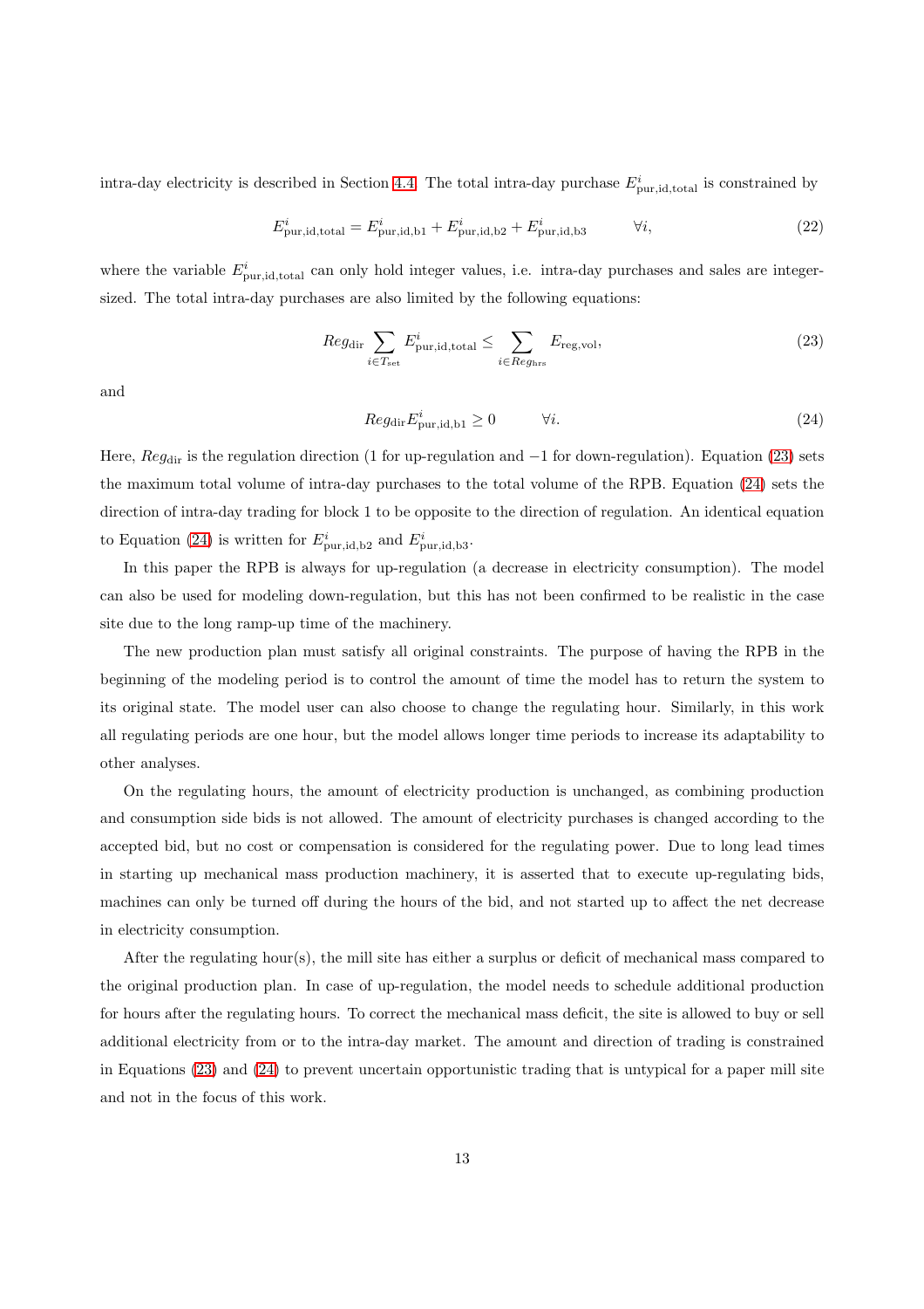intra-day electricity is described in Section 4.4. The total intra-day purchase $E^i_{\text{pur,id,total}}$ is constrained by

$$E^i_{\text{pur,id,total}} = E^i_{\text{pur,id,b1}} + E^i_{\text{pur,id,b2}} + E^i_{\text{pur,id,b3}} \qquad \forall i, \tag{22}$$

where the variable $E^i_{\text{pur,id,total}}$ can only hold integer values, i.e. intra-day purchases and sales are integer-sized. The total intra-day purchases are also limited by the following equations:

$$Reg_{\text{dir}} \sum_{i \in T_{\text{set}}} E^i_{\text{pur,id,total}} \leq \sum_{i \in Reg_{\text{hrs}}} E_{\text{reg,vol}}, \tag{23}$$

and

$$Reg_{\text{dir}} E^i_{\text{pur,id,b1}} \geq 0 \qquad \forall i. \tag{24}$$

Here, $Reg_{\text{dir}}$ is the regulation direction (1 for up-regulation and $-1$ for down-regulation). Equation (23) sets the maximum total volume of intra-day purchases to the total volume of the RPB. Equation (24) sets the direction of intra-day trading for block 1 to be opposite to the direction of regulation. An identical equation to Equation (24) is written for $E^i_{\text{pur,id,b2}}$ and $E^i_{\text{pur,id,b3}}$.

In this paper the RPB is always for up-regulation (a decrease in electricity consumption). The model can also be used for modeling down-regulation, but this has not been confirmed to be realistic in the case site due to the long ramp-up time of the machinery.

The new production plan must satisfy all original constraints. The purpose of having the RPB in the beginning of the modeling period is to control the amount of time the model has to return the system to its original state. The model user can also choose to change the regulating hour. Similarly, in this work all regulating periods are one hour, but the model allows longer time periods to increase its adaptability to other analyses.

On the regulating hours, the amount of electricity production is unchanged, as combining production and consumption side bids is not allowed. The amount of electricity purchases is changed according to the accepted bid, but no cost or compensation is considered for the regulating power. Due to long lead times in starting up mechanical mass production machinery, it is asserted that to execute up-regulating bids, machines can only be turned off during the hours of the bid, and not started up to affect the net decrease in electricity consumption.

After the regulating hour(s), the mill site has either a surplus or deficit of mechanical mass compared to the original production plan. In case of up-regulation, the model needs to schedule additional production for hours after the regulating hours. To correct the mechanical mass deficit, the site is allowed to buy or sell additional electricity from or to the intra-day market. The amount and direction of trading is constrained in Equations (23) and (24) to prevent uncertain opportunistic trading that is untypical for a paper mill site and not in the focus of this work.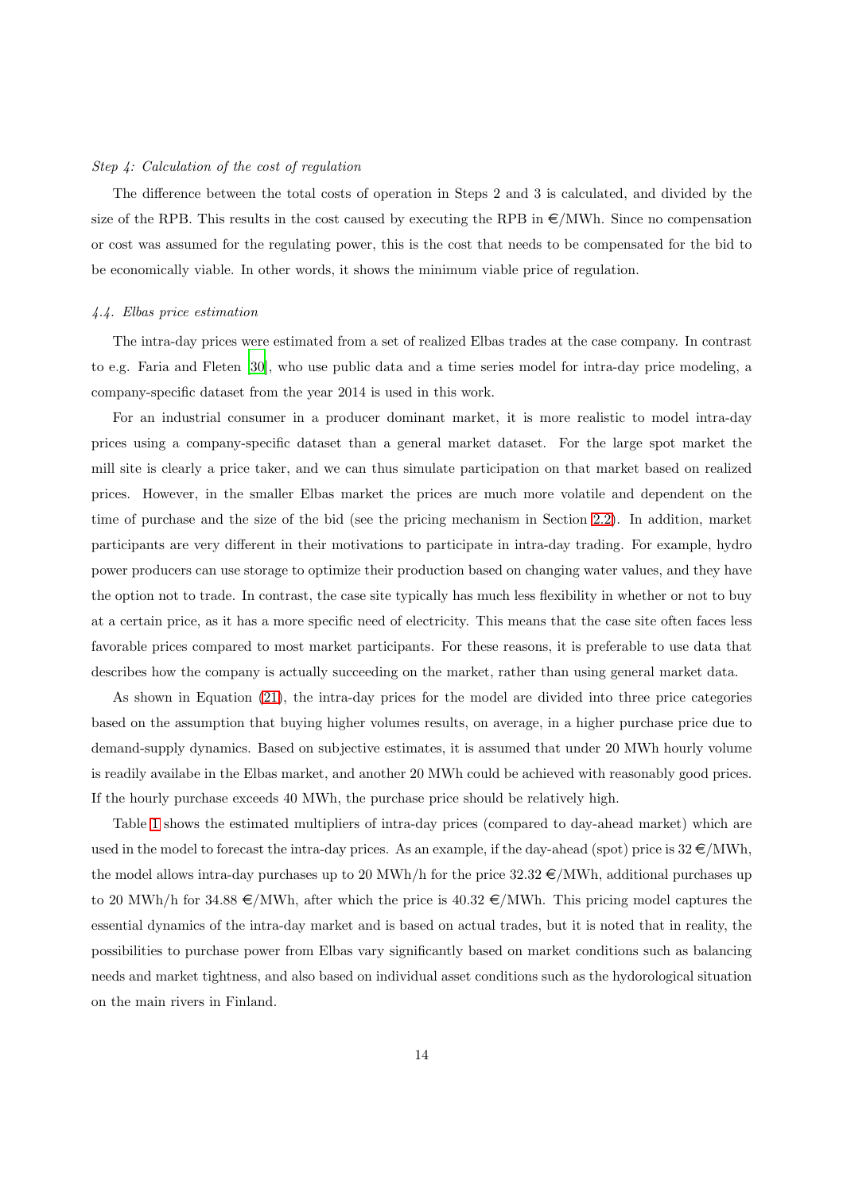*Step 4: Calculation of the cost of regulation*

The difference between the total costs of operation in Steps 2 and 3 is calculated, and divided by the size of the RPB. This results in the cost caused by executing the RPB in €/MWh. Since no compensation or cost was assumed for the regulating power, this is the cost that needs to be compensated for the bid to be economically viable. In other words, it shows the minimum viable price of regulation.

### *4.4. Elbas price estimation*

The intra-day prices were estimated from a set of realized Elbas trades at the case company. In contrast to e.g. Faria and Fleten [30], who use public data and a time series model for intra-day price modeling, a company-specific dataset from the year 2014 is used in this work.

For an industrial consumer in a producer dominant market, it is more realistic to model intra-day prices using a company-specific dataset than a general market dataset. For the large spot market the mill site is clearly a price taker, and we can thus simulate participation on that market based on realized prices. However, in the smaller Elbas market the prices are much more volatile and dependent on the time of purchase and the size of the bid (see the pricing mechanism in Section 2.2). In addition, market participants are very different in their motivations to participate in intra-day trading. For example, hydro power producers can use storage to optimize their production based on changing water values, and they have the option not to trade. In contrast, the case site typically has much less flexibility in whether or not to buy at a certain price, as it has a more specific need of electricity. This means that the case site often faces less favorable prices compared to most market participants. For these reasons, it is preferable to use data that describes how the company is actually succeeding on the market, rather than using general market data.

As shown in Equation (21), the intra-day prices for the model are divided into three price categories based on the assumption that buying higher volumes results, on average, in a higher purchase price due to demand-supply dynamics. Based on subjective estimates, it is assumed that under 20 MWh hourly volume is readily availabe in the Elbas market, and another 20 MWh could be achieved with reasonably good prices. If the hourly purchase exceeds 40 MWh, the purchase price should be relatively high.

Table 1 shows the estimated multipliers of intra-day prices (compared to day-ahead market) which are used in the model to forecast the intra-day prices. As an example, if the day-ahead (spot) price is 32 €/MWh, the model allows intra-day purchases up to 20 MWh/h for the price 32.32 €/MWh, additional purchases up to 20 MWh/h for 34.88 €/MWh, after which the price is 40.32 €/MWh. This pricing model captures the essential dynamics of the intra-day market and is based on actual trades, but it is noted that in reality, the possibilities to purchase power from Elbas vary significantly based on market conditions such as balancing needs and market tightness, and also based on individual asset conditions such as the hydrological situation on the main rivers in Finland.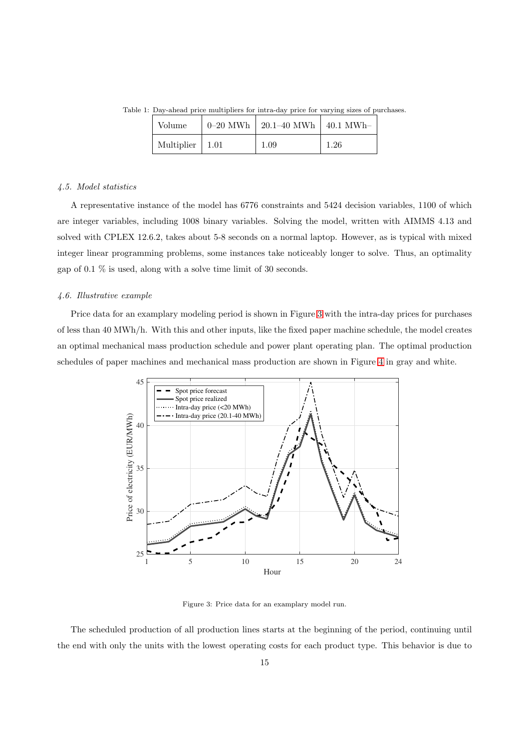Table 1: Day-ahead price multipliers for intra-day price for varying sizes of purchases.

| Volume | 0–20 MWh | 20.1–40 MWh | 40.1 MWh– |
|---|---|---|---|
| Multiplier | 1.01 | 1.09 | 1.26 |

### 4.5. Model statistics

A representative instance of the model has 6776 constraints and 5424 decision variables, 1100 of which are integer variables, including 1008 binary variables. Solving the model, written with AIMMS 4.13 and solved with CPLEX 12.6.2, takes about 5-8 seconds on a normal laptop. However, as is typical with mixed integer linear programming problems, some instances take noticeably longer to solve. Thus, an optimality gap of 0.1 % is used, along with a solve time limit of 30 seconds.

### 4.6. Illustrative example

Price data for an examplary modeling period is shown in Figure 3 with the intra-day prices for purchases of less than 40 MWh/h. With this and other inputs, like the fixed paper machine schedule, the model creates an optimal mechanical mass production schedule and power plant operating plan. The optimal production schedules of paper machines and mechanical mass production are shown in Figure 4 in gray and white.

Figure 3: Price data for an examplary model run.

The scheduled production of all production lines starts at the beginning of the period, continuing until the end with only the units with the lowest operating costs for each product type. This behavior is due to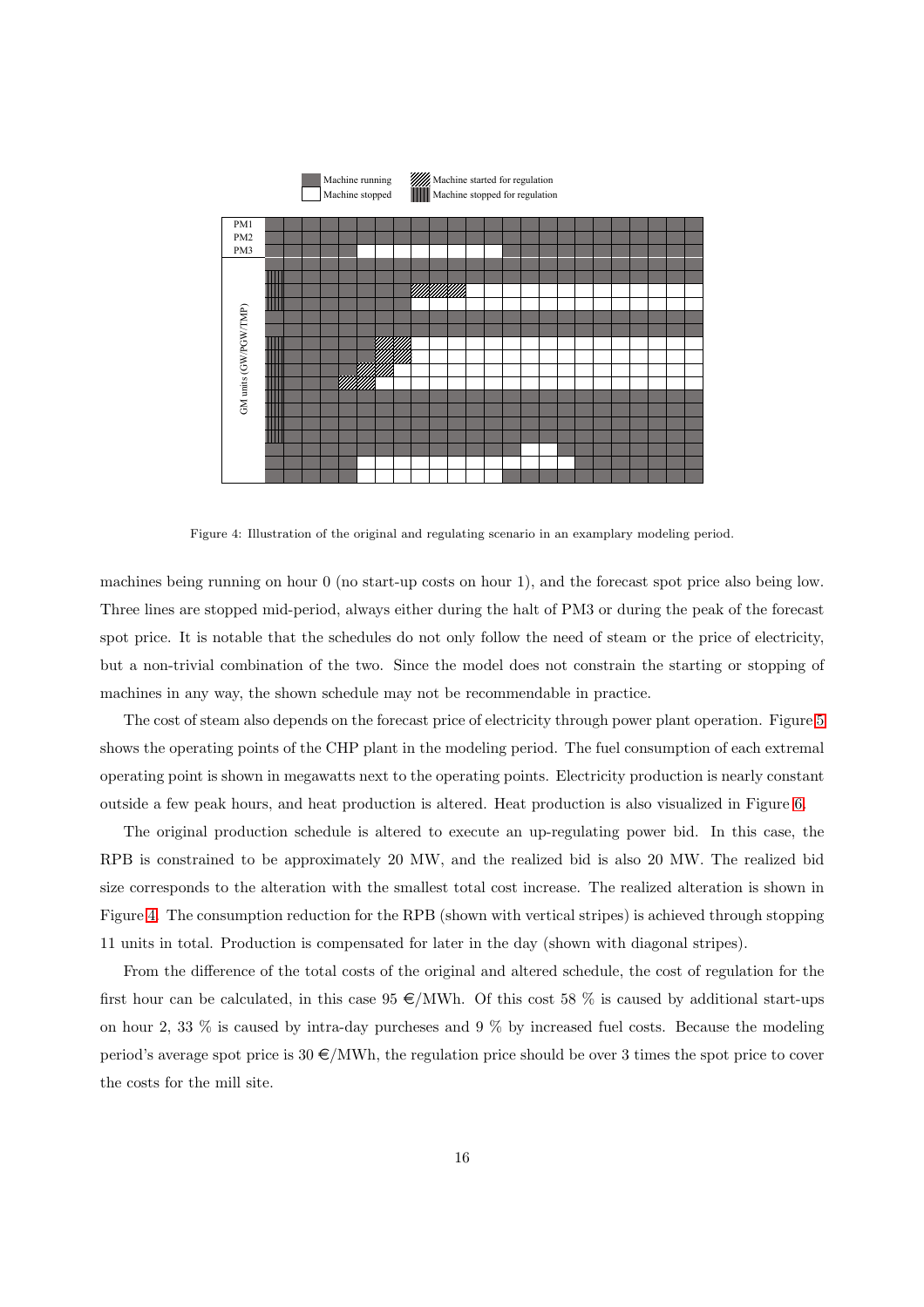Figure 4: Illustration of the original and regulating scenario in an examplary modeling period.

machines being running on hour 0 (no start-up costs on hour 1), and the forecast spot price also being low. Three lines are stopped mid-period, always either during the halt of PM3 or during the peak of the forecast spot price. It is notable that the schedules do not only follow the need of steam or the price of electricity, but a non-trivial combination of the two. Since the model does not constrain the starting or stopping of machines in any way, the shown schedule may not be recommendable in practice.

The cost of steam also depends on the forecast price of electricity through power plant operation. Figure 5 shows the operating points of the CHP plant in the modeling period. The fuel consumption of each extremal operating point is shown in megawatts next to the operating points. Electricity production is nearly constant outside a few peak hours, and heat production is altered. Heat production is also visualized in Figure 6.

The original production schedule is altered to execute an up-regulating power bid. In this case, the RPB is constrained to be approximately 20 MW, and the realized bid is also 20 MW. The realized bid size corresponds to the alteration with the smallest total cost increase. The realized alteration is shown in Figure 4. The consumption reduction for the RPB (shown with vertical stripes) is achieved through stopping 11 units in total. Production is compensated for later in the day (shown with diagonal stripes).

From the difference of the total costs of the original and altered schedule, the cost of regulation for the first hour can be calculated, in this case 95 €/MWh. Of this cost 58 % is caused by additional start-ups on hour 2, 33 % is caused by intra-day purcheses and 9 % by increased fuel costs. Because the modeling period's average spot price is 30 €/MWh, the regulation price should be over 3 times the spot price to cover the costs for the mill site.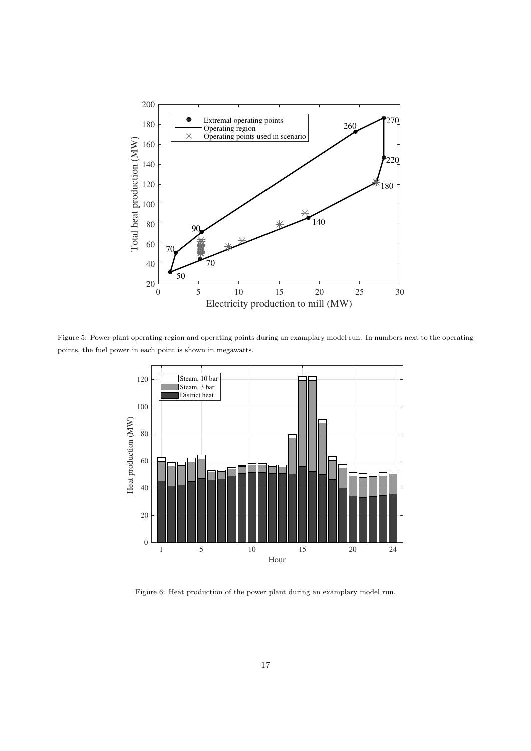Figure 5: Power plant operating region and operating points during an examplary model run. In numbers next to the operating points, the fuel power in each point is shown in megawatts.

Figure 6: Heat production of the power plant during an examplary model run.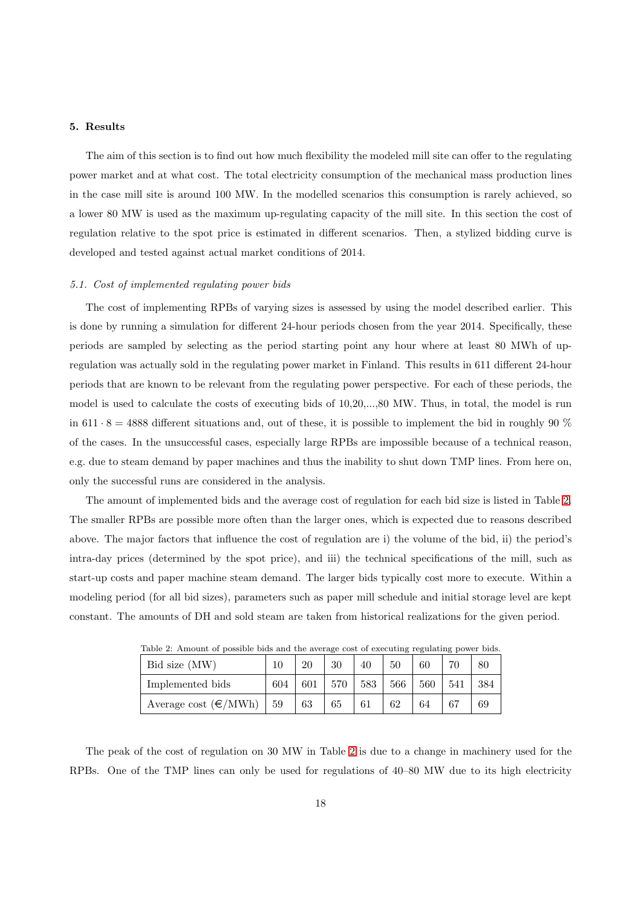## 5. Results

The aim of this section is to find out how much flexibility the modeled mill site can offer to the regulating power market and at what cost. The total electricity consumption of the mechanical mass production lines in the case mill site is around 100 MW. In the modelled scenarios this consumption is rarely achieved, so a lower 80 MW is used as the maximum up-regulating capacity of the mill site. In this section the cost of regulation relative to the spot price is estimated in different scenarios. Then, a stylized bidding curve is developed and tested against actual market conditions of 2014.

### *5.1. Cost of implemented regulating power bids*

The cost of implementing RPBs of varying sizes is assessed by using the model described earlier. This is done by running a simulation for different 24-hour periods chosen from the year 2014. Specifically, these periods are sampled by selecting as the period starting point any hour where at least 80 MWh of up-regulation was actually sold in the regulating power market in Finland. This results in 611 different 24-hour periods that are known to be relevant from the regulating power perspective. For each of these periods, the model is used to calculate the costs of executing bids of 10,20,...,80 MW. Thus, in total, the model is run in $611 \cdot 8 = 4888$ different situations and, out of these, it is possible to implement the bid in roughly 90 % of the cases. In the unsuccessful cases, especially large RPBs are impossible because of a technical reason, e.g. due to steam demand by paper machines and thus the inability to shut down TMP lines. From here on, only the successful runs are considered in the analysis.

The amount of implemented bids and the average cost of regulation for each bid size is listed in Table 2. The smaller RPBs are possible more often than the larger ones, which is expected due to reasons described above. The major factors that influence the cost of regulation are i) the volume of the bid, ii) the period's intra-day prices (determined by the spot price), and iii) the technical specifications of the mill, such as start-up costs and paper machine steam demand. The larger bids typically cost more to execute. Within a modeling period (for all bid sizes), parameters such as paper mill schedule and initial storage level are kept constant. The amounts of DH and sold steam are taken from historical realizations for the given period.

Table 2: Amount of possible bids and the average cost of executing regulating power bids.

| Bid size (MW) | 10 | 20 | 30 | 40 | 50 | 60 | 70 | 80 |
|---|---|---|---|---|---|---|---|---|
| Implemented bids | 604 | 601 | 570 | 583 | 566 | 560 | 541 | 384 |
| Average cost (€/MWh) | 59 | 63 | 65 | 61 | 62 | 64 | 67 | 69 |

The peak of the cost of regulation on 30 MW in Table 2 is due to a change in machinery used for the RPBs. One of the TMP lines can only be used for regulations of 40–80 MW due to its high electricity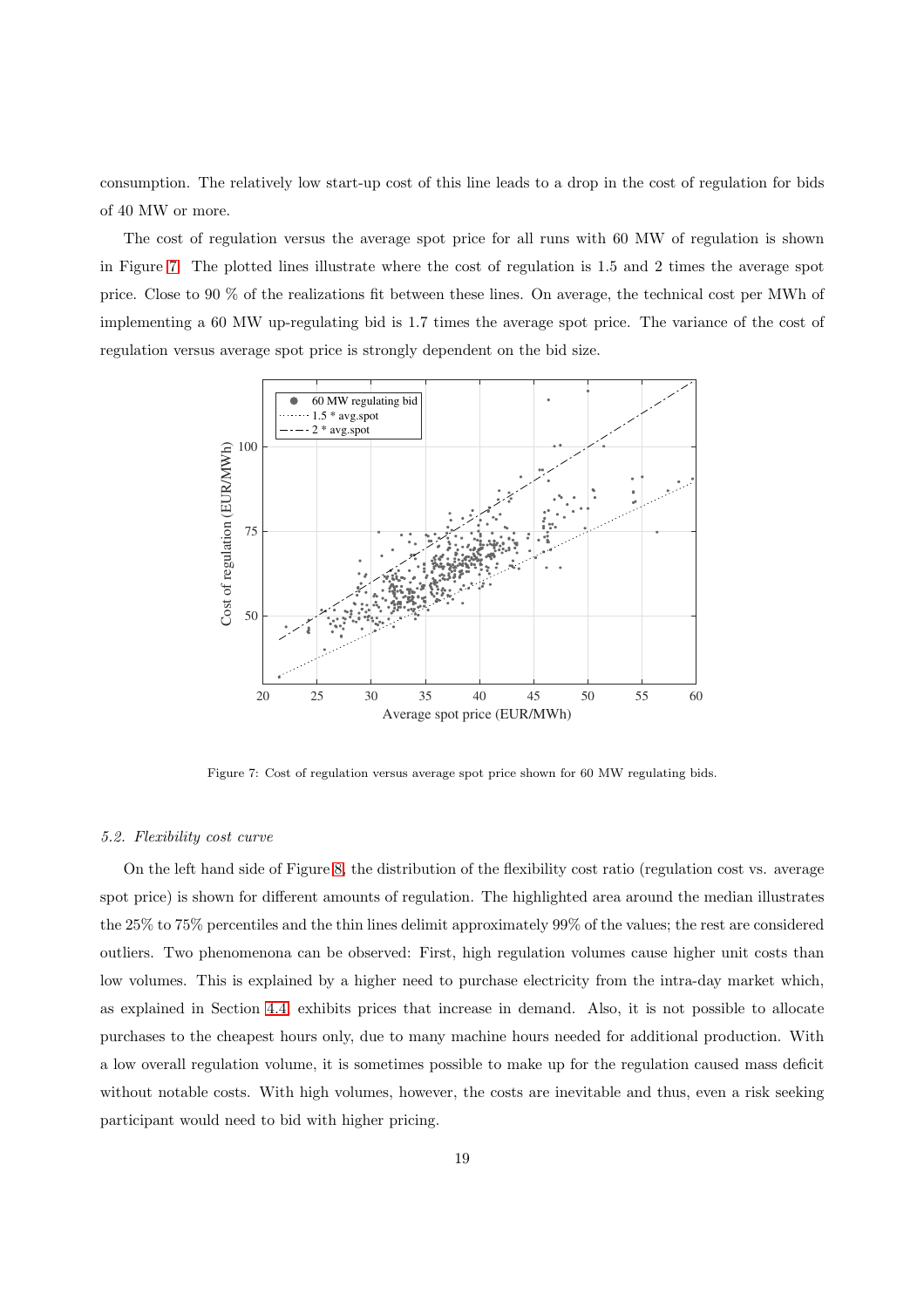consumption. The relatively low start-up cost of this line leads to a drop in the cost of regulation for bids of 40 MW or more.

The cost of regulation versus the average spot price for all runs with 60 MW of regulation is shown in Figure 7. The plotted lines illustrate where the cost of regulation is 1.5 and 2 times the average spot price. Close to 90 % of the realizations fit between these lines. On average, the technical cost per MWh of implementing a 60 MW up-regulating bid is 1.7 times the average spot price. The variance of the cost of regulation versus average spot price is strongly dependent on the bid size.

Figure 7: Cost of regulation versus average spot price shown for 60 MW regulating bids.

### *5.2. Flexibility cost curve*

On the left hand side of Figure 8, the distribution of the flexibility cost ratio (regulation cost vs. average spot price) is shown for different amounts of regulation. The highlighted area around the median illustrates the 25% to 75% percentiles and the thin lines delimit approximately 99% of the values; the rest are considered outliers. Two phenomenona can be observed: First, high regulation volumes cause higher unit costs than low volumes. This is explained by a higher need to purchase electricity from the intra-day market which, as explained in Section 4.4, exhibits prices that increase in demand. Also, it is not possible to allocate purchases to the cheapest hours only, due to many machine hours needed for additional production. With a low overall regulation volume, it is sometimes possible to make up for the regulation caused mass deficit without notable costs. With high volumes, however, the costs are inevitable and thus, even a risk seeking participant would need to bid with higher pricing.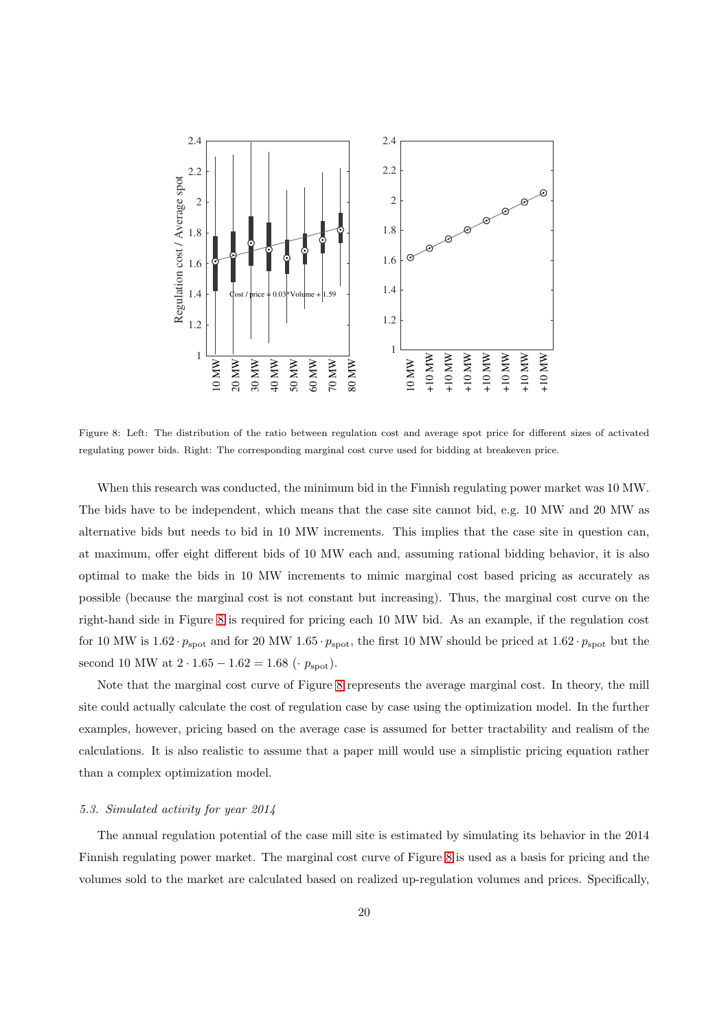Figure 8: Left: The distribution of the ratio between regulation cost and average spot price for different sizes of activated regulating power bids. Right: The corresponding marginal cost curve used for bidding at breakeven price.

When this research was conducted, the minimum bid in the Finnish regulating power market was 10 MW. The bids have to be independent, which means that the case site cannot bid, e.g. 10 MW and 20 MW as alternative bids but needs to bid in 10 MW increments. This implies that the case site in question can, at maximum, offer eight different bids of 10 MW each and, assuming rational bidding behavior, it is also optimal to make the bids in 10 MW increments to mimic marginal cost based pricing as accurately as possible (because the marginal cost is not constant but increasing). Thus, the marginal cost curve on the right-hand side in Figure 8 is required for pricing each 10 MW bid. As an example, if the regulation cost for 10 MW is $1.62 \cdot p_{\text{spot}}$ and for 20 MW $1.65 \cdot p_{\text{spot}}$, the first 10 MW should be priced at $1.62 \cdot p_{\text{spot}}$ but the second 10 MW at $2 \cdot 1.65 - 1.62 = 1.68$ $(\cdot\ p_{\text{spot}})$.

Note that the marginal cost curve of Figure 8 represents the average marginal cost. In theory, the mill site could actually calculate the cost of regulation case by case using the optimization model. In the further examples, however, pricing based on the average case is assumed for better tractability and realism of the calculations. It is also realistic to assume that a paper mill would use a simplistic pricing equation rather than a complex optimization model.

### *5.3. Simulated activity for year 2014*

The annual regulation potential of the case mill site is estimated by simulating its behavior in the 2014 Finnish regulating power market. The marginal cost curve of Figure 8 is used as a basis for pricing and the volumes sold to the market are calculated based on realized up-regulation volumes and prices. Specifically,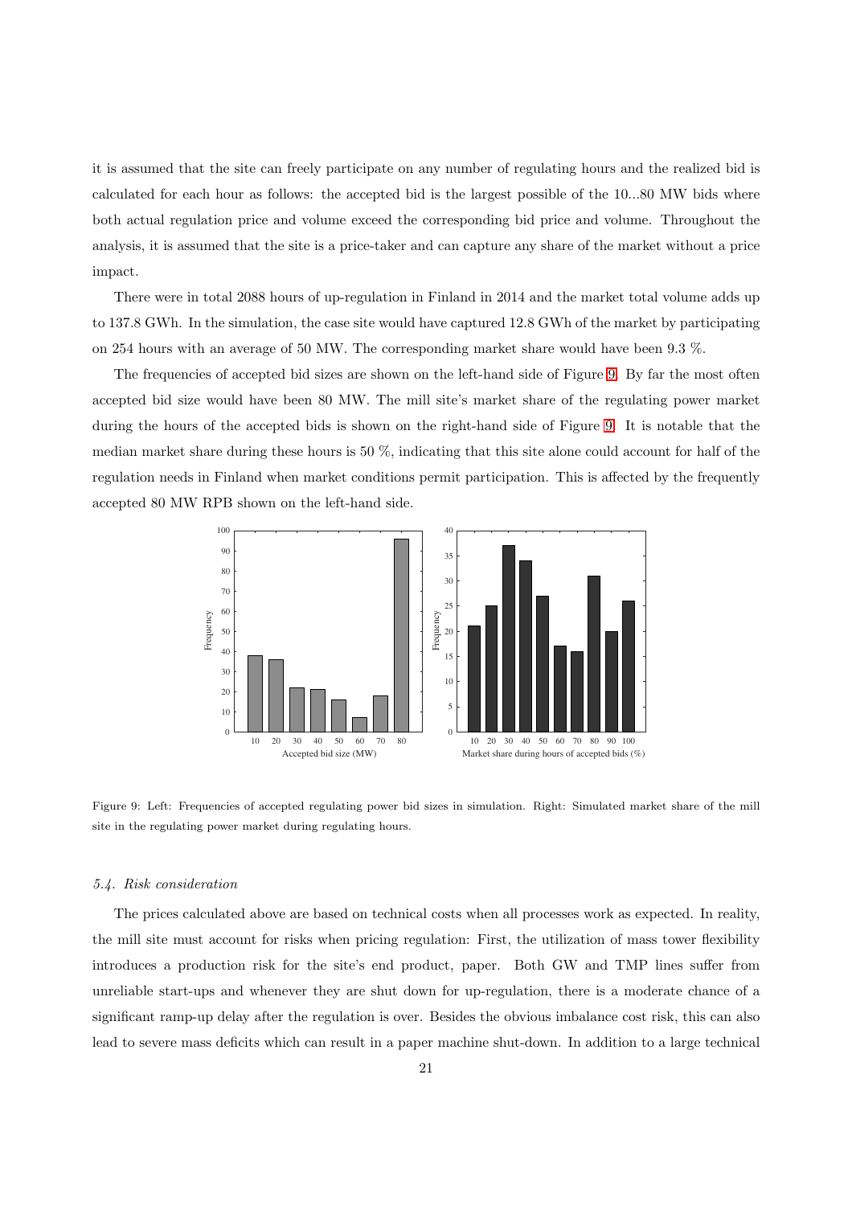it is assumed that the site can freely participate on any number of regulating hours and the realized bid is calculated for each hour as follows: the accepted bid is the largest possible of the 10...80 MW bids where both actual regulation price and volume exceed the corresponding bid price and volume. Throughout the analysis, it is assumed that the site is a price-taker and can capture any share of the market without a price impact.

There were in total 2088 hours of up-regulation in Finland in 2014 and the market total volume adds up to 137.8 GWh. In the simulation, the case site would have captured 12.8 GWh of the market by participating on 254 hours with an average of 50 MW. The corresponding market share would have been 9.3 %.

The frequencies of accepted bid sizes are shown on the left-hand side of Figure 9. By far the most often accepted bid size would have been 80 MW. The mill site's market share of the regulating power market during the hours of the accepted bids is shown on the right-hand side of Figure 9. It is notable that the median market share during these hours is 50 %, indicating that this site alone could account for half of the regulation needs in Finland when market conditions permit participation. This is affected by the frequently accepted 80 MW RPB shown on the left-hand side.

Figure 9: Left: Frequencies of accepted regulating power bid sizes in simulation. Right: Simulated market share of the mill site in the regulating power market during regulating hours.

### 5.4. Risk consideration

The prices calculated above are based on technical costs when all processes work as expected. In reality, the mill site must account for risks when pricing regulation: First, the utilization of mass tower flexibility introduces a production risk for the site's end product, paper. Both GW and TMP lines suffer from unreliable start-ups and whenever they are shut down for up-regulation, there is a moderate chance of a significant ramp-up delay after the regulation is over. Besides the obvious imbalance cost risk, this can also lead to severe mass deficits which can result in a paper machine shut-down. In addition to a large technical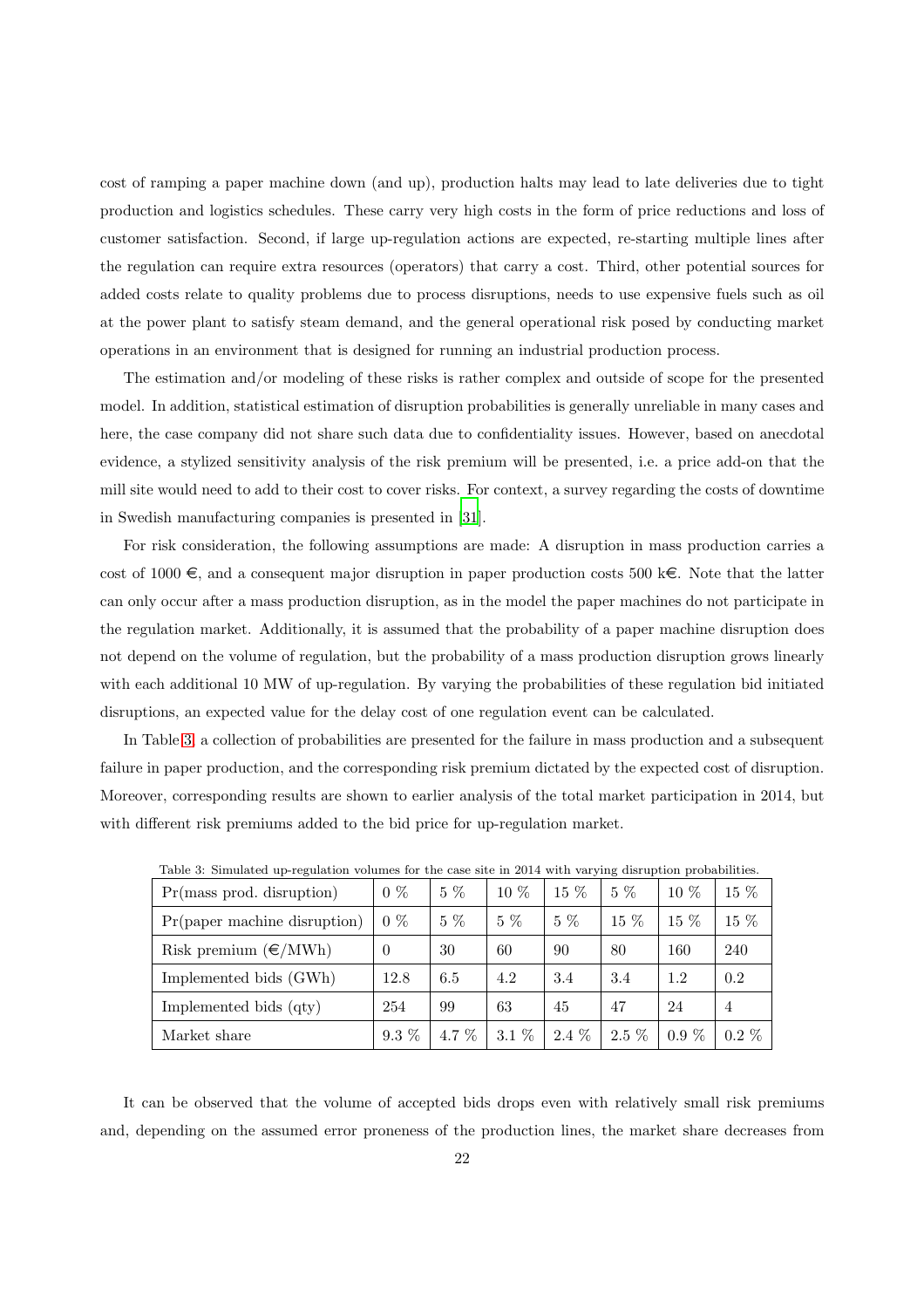cost of ramping a paper machine down (and up), production halts may lead to late deliveries due to tight production and logistics schedules. These carry very high costs in the form of price reductions and loss of customer satisfaction. Second, if large up-regulation actions are expected, re-starting multiple lines after the regulation can require extra resources (operators) that carry a cost. Third, other potential sources for added costs relate to quality problems due to process disruptions, needs to use expensive fuels such as oil at the power plant to satisfy steam demand, and the general operational risk posed by conducting market operations in an environment that is designed for running an industrial production process.

The estimation and/or modeling of these risks is rather complex and outside of scope for the presented model. In addition, statistical estimation of disruption probabilities is generally unreliable in many cases and here, the case company did not share such data due to confidentiality issues. However, based on anecdotal evidence, a stylized sensitivity analysis of the risk premium will be presented, i.e. a price add-on that the mill site would need to add to their cost to cover risks. For context, a survey regarding the costs of downtime in Swedish manufacturing companies is presented in [31].

For risk consideration, the following assumptions are made: A disruption in mass production carries a cost of 1000 €, and a consequent major disruption in paper production costs 500 k€. Note that the latter can only occur after a mass production disruption, as in the model the paper machines do not participate in the regulation market. Additionally, it is assumed that the probability of a paper machine disruption does not depend on the volume of regulation, but the probability of a mass production disruption grows linearly with each additional 10 MW of up-regulation. By varying the probabilities of these regulation bid initiated disruptions, an expected value for the delay cost of one regulation event can be calculated.

In Table 3, a collection of probabilities are presented for the failure in mass production and a subsequent failure in paper production, and the corresponding risk premium dictated by the expected cost of disruption. Moreover, corresponding results are shown to earlier analysis of the total market participation in 2014, but with different risk premiums added to the bid price for up-regulation market.

Table 3: Simulated up-regulation volumes for the case site in 2014 with varying disruption probabilities.

| Pr(mass prod. disruption) | 0 % | 5 % | 10 % | 15 % | 5 % | 10 % | 15 % |
|---|---|---|---|---|---|---|---|
| Pr(paper machine disruption) | 0 % | 5 % | 5 % | 5 % | 15 % | 15 % | 15 % |
| Risk premium (€/MWh) | 0 | 30 | 60 | 90 | 80 | 160 | 240 |
| Implemented bids (GWh) | 12.8 | 6.5 | 4.2 | 3.4 | 3.4 | 1.2 | 0.2 |
| Implemented bids (qty) | 254 | 99 | 63 | 45 | 47 | 24 | 4 |
| Market share | 9.3 % | 4.7 % | 3.1 % | 2.4 % | 2.5 % | 0.9 % | 0.2 % |

It can be observed that the volume of accepted bids drops even with relatively small risk premiums and, depending on the assumed error proneness of the production lines, the market share decreases from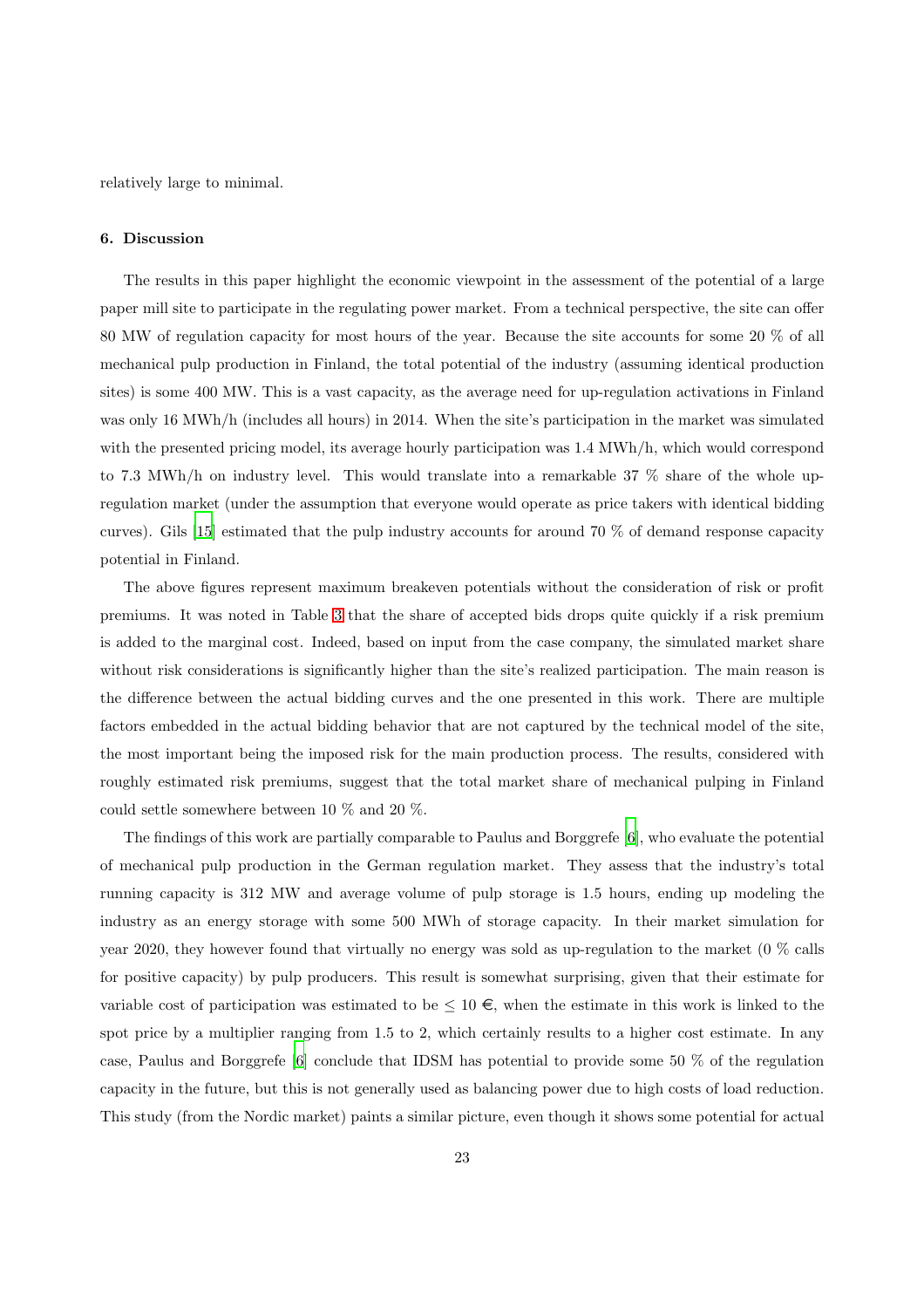relatively large to minimal.

## 6. Discussion

The results in this paper highlight the economic viewpoint in the assessment of the potential of a large paper mill site to participate in the regulating power market. From a technical perspective, the site can offer 80 MW of regulation capacity for most hours of the year. Because the site accounts for some 20 % of all mechanical pulp production in Finland, the total potential of the industry (assuming identical production sites) is some 400 MW. This is a vast capacity, as the average need for up-regulation activations in Finland was only 16 MWh/h (includes all hours) in 2014. When the site's participation in the market was simulated with the presented pricing model, its average hourly participation was 1.4 MWh/h, which would correspond to 7.3 MWh/h on industry level. This would translate into a remarkable 37 % share of the whole up-regulation market (under the assumption that everyone would operate as price takers with identical bidding curves). Gils [15] estimated that the pulp industry accounts for around 70 % of demand response capacity potential in Finland.

The above figures represent maximum breakeven potentials without the consideration of risk or profit premiums. It was noted in Table 3 that the share of accepted bids drops quite quickly if a risk premium is added to the marginal cost. Indeed, based on input from the case company, the simulated market share without risk considerations is significantly higher than the site's realized participation. The main reason is the difference between the actual bidding curves and the one presented in this work. There are multiple factors embedded in the actual bidding behavior that are not captured by the technical model of the site, the most important being the imposed risk for the main production process. The results, considered with roughly estimated risk premiums, suggest that the total market share of mechanical pulping in Finland could settle somewhere between 10 % and 20 %.

The findings of this work are partially comparable to Paulus and Borggrefe [6], who evaluate the potential of mechanical pulp production in the German regulation market. They assess that the industry's total running capacity is 312 MW and average volume of pulp storage is 1.5 hours, ending up modeling the industry as an energy storage with some 500 MWh of storage capacity. In their market simulation for year 2020, they however found that virtually no energy was sold as up-regulation to the market (0 % calls for positive capacity) by pulp producers. This result is somewhat surprising, given that their estimate for variable cost of participation was estimated to be $\leq 10$ €, when the estimate in this work is linked to the spot price by a multiplier ranging from 1.5 to 2, which certainly results to a higher cost estimate. In any case, Paulus and Borggrefe [6] conclude that IDSM has potential to provide some 50 % of the regulation capacity in the future, but this is not generally used as balancing power due to high costs of load reduction. This study (from the Nordic market) paints a similar picture, even though it shows some potential for actual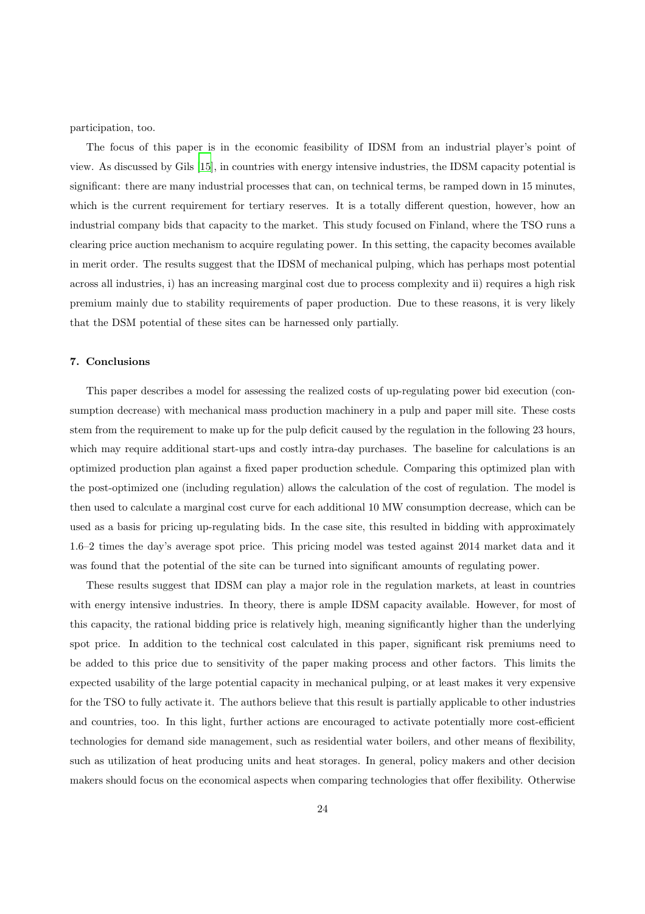participation, too.

The focus of this paper is in the economic feasibility of IDSM from an industrial player's point of view. As discussed by Gils [15], in countries with energy intensive industries, the IDSM capacity potential is significant: there are many industrial processes that can, on technical terms, be ramped down in 15 minutes, which is the current requirement for tertiary reserves. It is a totally different question, however, how an industrial company bids that capacity to the market. This study focused on Finland, where the TSO runs a clearing price auction mechanism to acquire regulating power. In this setting, the capacity becomes available in merit order. The results suggest that the IDSM of mechanical pulping, which has perhaps most potential across all industries, i) has an increasing marginal cost due to process complexity and ii) requires a high risk premium mainly due to stability requirements of paper production. Due to these reasons, it is very likely that the DSM potential of these sites can be harnessed only partially.

## 7. Conclusions

This paper describes a model for assessing the realized costs of up-regulating power bid execution (consumption decrease) with mechanical mass production machinery in a pulp and paper mill site. These costs stem from the requirement to make up for the pulp deficit caused by the regulation in the following 23 hours, which may require additional start-ups and costly intra-day purchases. The baseline for calculations is an optimized production plan against a fixed paper production schedule. Comparing this optimized plan with the post-optimized one (including regulation) allows the calculation of the cost of regulation. The model is then used to calculate a marginal cost curve for each additional 10 MW consumption decrease, which can be used as a basis for pricing up-regulating bids. In the case site, this resulted in bidding with approximately 1.6–2 times the day's average spot price. This pricing model was tested against 2014 market data and it was found that the potential of the site can be turned into significant amounts of regulating power.

These results suggest that IDSM can play a major role in the regulation markets, at least in countries with energy intensive industries. In theory, there is ample IDSM capacity available. However, for most of this capacity, the rational bidding price is relatively high, meaning significantly higher than the underlying spot price. In addition to the technical cost calculated in this paper, significant risk premiums need to be added to this price due to sensitivity of the paper making process and other factors. This limits the expected usability of the large potential capacity in mechanical pulping, or at least makes it very expensive for the TSO to fully activate it. The authors believe that this result is partially applicable to other industries and countries, too. In this light, further actions are encouraged to activate potentially more cost-efficient technologies for demand side management, such as residential water boilers, and other means of flexibility, such as utilization of heat producing units and heat storages. In general, policy makers and other decision makers should focus on the economical aspects when comparing technologies that offer flexibility. Otherwise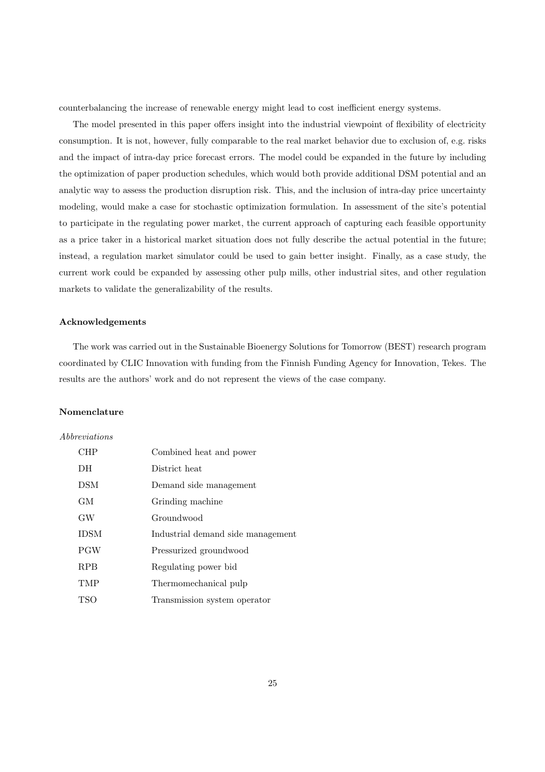counterbalancing the increase of renewable energy might lead to cost inefficient energy systems.

The model presented in this paper offers insight into the industrial viewpoint of flexibility of electricity consumption. It is not, however, fully comparable to the real market behavior due to exclusion of, e.g. risks and the impact of intra-day price forecast errors. The model could be expanded in the future by including the optimization of paper production schedules, which would both provide additional DSM potential and an analytic way to assess the production disruption risk. This, and the inclusion of intra-day price uncertainty modeling, would make a case for stochastic optimization formulation. In assessment of the site's potential to participate in the regulating power market, the current approach of capturing each feasible opportunity as a price taker in a historical market situation does not fully describe the actual potential in the future; instead, a regulation market simulator could be used to gain better insight. Finally, as a case study, the current work could be expanded by assessing other pulp mills, other industrial sites, and other regulation markets to validate the generalizability of the results.

### Acknowledgements

The work was carried out in the Sustainable Bioenergy Solutions for Tomorrow (BEST) research program coordinated by CLIC Innovation with funding from the Finnish Funding Agency for Innovation, Tekes. The results are the authors' work and do not represent the views of the case company.

### Nomenclature

*Abbreviations*

| | |
|---|---|
| CHP | Combined heat and power |
| DH | District heat |
| DSM | Demand side management |
| GM | Grinding machine |
| GW | Groundwood |
| IDSM | Industrial demand side management |
| PGW | Pressurized groundwood |
| RPB | Regulating power bid |
| TMP | Thermomechanical pulp |
| TSO | Transmission system operator |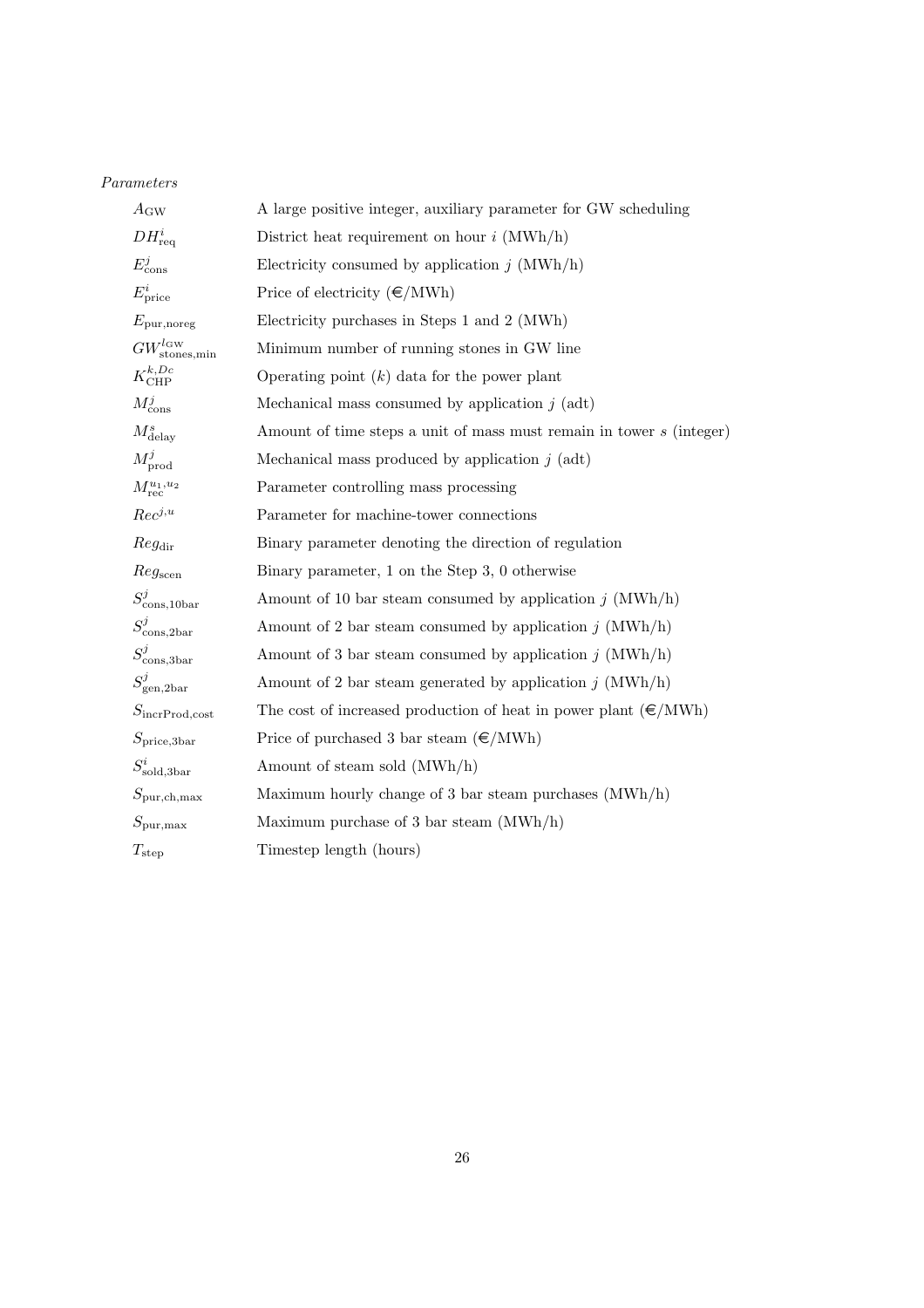*Parameters*

| | |
|---|---|
| $A_{\text{GW}}$ | A large positive integer, auxiliary parameter for GW scheduling |
| $DH^{i}_{\text{req}}$ | District heat requirement on hour $i$ (MWh/h) |
| $E^{j}_{\text{cons}}$ | Electricity consumed by application $j$ (MWh/h) |
| $E^{i}_{\text{price}}$ | Price of electricity (€/MWh) |
| $E_{\text{pur,noreg}}$ | Electricity purchases in Steps 1 and 2 (MWh) |
| $GW^{l_{\text{GW}}}_{\text{stones,min}}$ | Minimum number of running stones in GW line |
| $K^{k,Dc}_{\text{CHP}}$ | Operating point ($k$) data for the power plant |
| $M^{j}_{\text{cons}}$ | Mechanical mass consumed by application $j$ (adt) |
| $M^{s}_{\text{delay}}$ | Amount of time steps a unit of mass must remain in tower $s$ (integer) |
| $M^{j}_{\text{prod}}$ | Mechanical mass produced by application $j$ (adt) |
| $M^{u_1,u_2}_{\text{rec}}$ | Parameter controlling mass processing |
| $Rec^{j,u}$ | Parameter for machine-tower connections |
| $Reg_{\text{dir}}$ | Binary parameter denoting the direction of regulation |
| $Reg_{\text{scen}}$ | Binary parameter, 1 on the Step 3, 0 otherwise |
| $S^{j}_{\text{cons,10bar}}$ | Amount of 10 bar steam consumed by application $j$ (MWh/h) |
| $S^{j}_{\text{cons,2bar}}$ | Amount of 2 bar steam consumed by application $j$ (MWh/h) |
| $S^{j}_{\text{cons,3bar}}$ | Amount of 3 bar steam consumed by application $j$ (MWh/h) |
| $S^{j}_{\text{gen,2bar}}$ | Amount of 2 bar steam generated by application $j$ (MWh/h) |
| $S_{\text{incrProd,cost}}$ | The cost of increased production of heat in power plant (€/MWh) |
| $S_{\text{price,3bar}}$ | Price of purchased 3 bar steam (€/MWh) |
| $S^{i}_{\text{sold,3bar}}$ | Amount of steam sold (MWh/h) |
| $S_{\text{pur,ch,max}}$ | Maximum hourly change of 3 bar steam purchases (MWh/h) |
| $S_{\text{pur,max}}$ | Maximum purchase of 3 bar steam (MWh/h) |
| $T_{\text{step}}$ | Timestep length (hours) |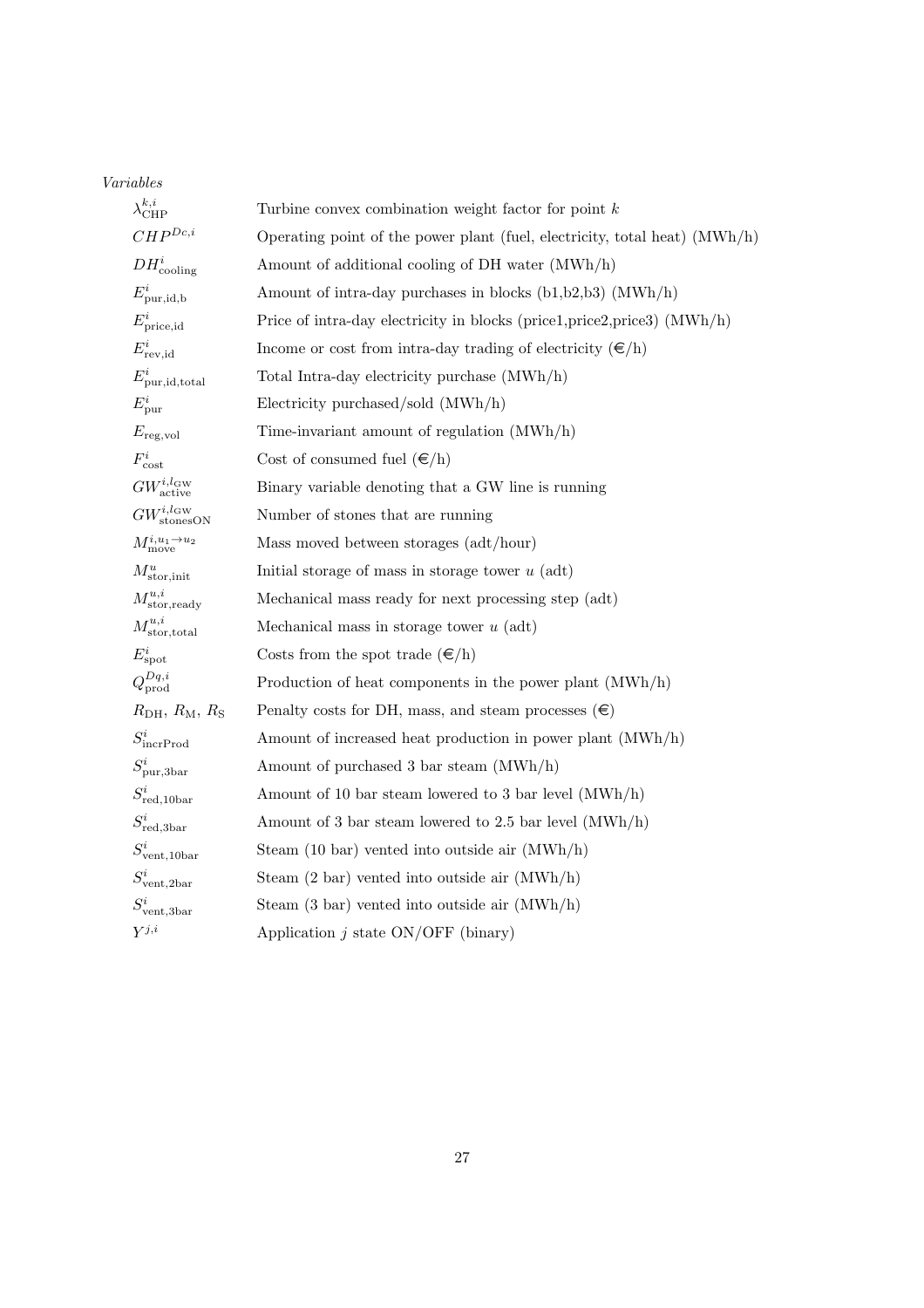*Variables*

| | |
|---|---|
| $\lambda^{k,i}_{\mathrm{CHP}}$ | Turbine convex combination weight factor for point $k$ |
| $CHP^{Dc,i}$ | Operating point of the power plant (fuel, electricity, total heat) (MWh/h) |
| $DH^{i}_{\mathrm{cooling}}$ | Amount of additional cooling of DH water (MWh/h) |
| $E^{i}_{\mathrm{pur,id,b}}$ | Amount of intra-day purchases in blocks (b1,b2,b3) (MWh/h) |
| $E^{i}_{\mathrm{price,id}}$ | Price of intra-day electricity in blocks (price1,price2,price3) (MWh/h) |
| $E^{i}_{\mathrm{rev,id}}$ | Income or cost from intra-day trading of electricity (€/h) |
| $E^{i}_{\mathrm{pur,id,total}}$ | Total Intra-day electricity purchase (MWh/h) |
| $E^{i}_{\mathrm{pur}}$ | Electricity purchased/sold (MWh/h) |
| $E_{\mathrm{reg,vol}}$ | Time-invariant amount of regulation (MWh/h) |
| $F^{i}_{\mathrm{cost}}$ | Cost of consumed fuel (€/h) |
| $GW^{i,l_{\mathrm{GW}}}_{\mathrm{active}}$ | Binary variable denoting that a GW line is running |
| $GW^{i,l_{\mathrm{GW}}}_{\mathrm{stonesON}}$ | Number of stones that are running |
| $M^{i,u_1\rightarrow u_2}_{\mathrm{move}}$ | Mass moved between storages (adt/hour) |
| $M^{u}_{\mathrm{stor,init}}$ | Initial storage of mass in storage tower $u$ (adt) |
| $M^{u,i}_{\mathrm{stor,ready}}$ | Mechanical mass ready for next processing step (adt) |
| $M^{u,i}_{\mathrm{stor,total}}$ | Mechanical mass in storage tower $u$ (adt) |
| $E^{i}_{\mathrm{spot}}$ | Costs from the spot trade (€/h) |
| $Q^{Dq,i}_{\mathrm{prod}}$ | Production of heat components in the power plant (MWh/h) |
| $R_{\mathrm{DH}}$, $R_{\mathrm{M}}$, $R_{\mathrm{S}}$ | Penalty costs for DH, mass, and steam processes (€) |
| $S^{i}_{\mathrm{incrProd}}$ | Amount of increased heat production in power plant (MWh/h) |
| $S^{i}_{\mathrm{pur,3bar}}$ | Amount of purchased 3 bar steam (MWh/h) |
| $S^{i}_{\mathrm{red,10bar}}$ | Amount of 10 bar steam lowered to 3 bar level (MWh/h) |
| $S^{i}_{\mathrm{red,3bar}}$ | Amount of 3 bar steam lowered to 2.5 bar level (MWh/h) |
| $S^{i}_{\mathrm{vent,10bar}}$ | Steam (10 bar) vented into outside air (MWh/h) |
| $S^{i}_{\mathrm{vent,2bar}}$ | Steam (2 bar) vented into outside air (MWh/h) |
| $S^{i}_{\mathrm{vent,3bar}}$ | Steam (3 bar) vented into outside air (MWh/h) |
| $Y^{j,i}$ | Application $j$ state ON/OFF (binary) |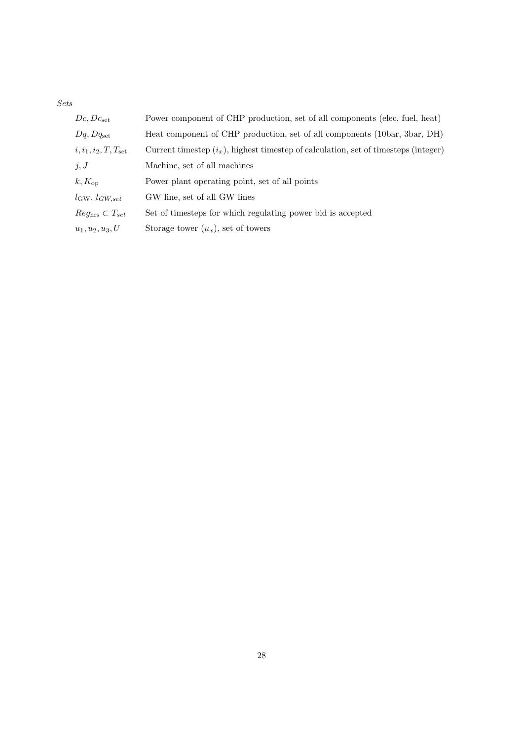*Sets*

| | |
|---|---|
| $Dc, Dc_{\text{set}}$ | Power component of CHP production, set of all components (elec, fuel, heat) |
| $Dq, Dq_{\text{set}}$ | Heat component of CHP production, set of all components (10bar, 3bar, DH) |
| $i, i_1, i_2, T, T_{\text{set}}$ | Current timestep ($i_x$), highest timestep of calculation, set of timesteps (integer) |
| $j, J$ | Machine, set of all machines |
| $k, K_{\text{op}}$ | Power plant operating point, set of all points |
| $l_{\text{GW}}$, $l_{GW,set}$ | GW line, set of all GW lines |
| $Reg_{\text{hrs}} \subset T_{set}$ | Set of timesteps for which regulating power bid is accepted |
| $u_1, u_2, u_3, U$ | Storage tower ($u_x$), set of towers |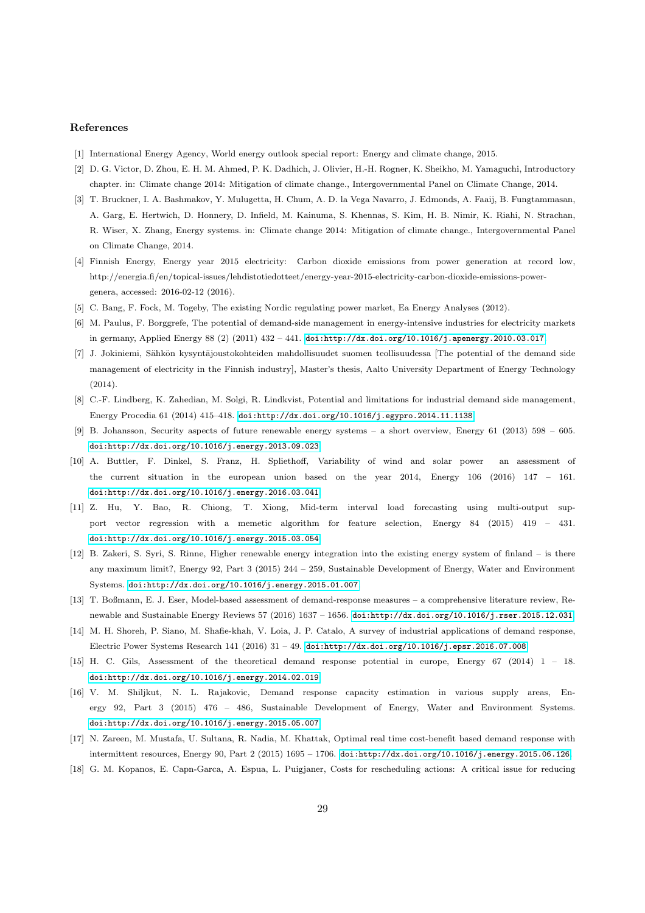## References

[1] International Energy Agency, World energy outlook special report: Energy and climate change, 2015.

[2] D. G. Victor, D. Zhou, E. H. M. Ahmed, P. K. Dadhich, J. Olivier, H.-H. Rogner, K. Sheikho, M. Yamaguchi, Introductory chapter. in: Climate change 2014: Mitigation of climate change., Intergovernmental Panel on Climate Change, 2014.

[3] T. Bruckner, I. A. Bashmakov, Y. Mulugetta, H. Chum, A. D. la Vega Navarro, J. Edmonds, A. Faaij, B. Fungtammasan, A. Garg, E. Hertwich, D. Honnery, D. Infield, M. Kainuma, S. Khennas, S. Kim, H. B. Nimir, K. Riahi, N. Strachan, R. Wiser, X. Zhang, Energy systems. in: Climate change 2014: Mitigation of climate change., Intergovernmental Panel on Climate Change, 2014.

[4] Finnish Energy, Energy year 2015 electricity: Carbon dioxide emissions from power generation at record low, http://energia.fi/en/topical-issues/lehdistotiedotteet/energy-year-2015-electricity-carbon-dioxide-emissions-power-genera, accessed: 2016-02-12 (2016).

[5] C. Bang, F. Fock, M. Togeby, The existing Nordic regulating power market, Ea Energy Analyses (2012).

[6] M. Paulus, F. Borggrefe, The potential of demand-side management in energy-intensive industries for electricity markets in germany, Applied Energy 88 (2) (2011) 432 – 441. doi:http://dx.doi.org/10.1016/j.apenergy.2010.03.017.

[7] J. Jokiniemi, Sähkön kysyntäjoustokohteiden mahdollisuudet suomen teollisuudessa [The potential of the demand side management of electricity in the Finnish industry], Master's thesis, Aalto University Department of Energy Technology (2014).

[8] C.-F. Lindberg, K. Zahedian, M. Solgi, R. Lindkvist, Potential and limitations for industrial demand side management, Energy Procedia 61 (2014) 415–418. doi:http://dx.doi.org/10.1016/j.egypro.2014.11.1138.

[9] B. Johansson, Security aspects of future renewable energy systems – a short overview, Energy 61 (2013) 598 – 605. doi:http://dx.doi.org/10.1016/j.energy.2013.09.023.

[10] A. Buttler, F. Dinkel, S. Franz, H. Spliethoff, Variability of wind and solar power an assessment of the current situation in the european union based on the year 2014, Energy 106 (2016) 147 – 161. doi:http://dx.doi.org/10.1016/j.energy.2016.03.041.

[11] Z. Hu, Y. Bao, R. Chiong, T. Xiong, Mid-term interval load forecasting using multi-output support vector regression with a memetic algorithm for feature selection, Energy 84 (2015) 419 – 431. doi:http://dx.doi.org/10.1016/j.energy.2015.03.054.

[12] B. Zakeri, S. Syri, S. Rinne, Higher renewable energy integration into the existing energy system of finland – is there any maximum limit?, Energy 92, Part 3 (2015) 244 – 259, Sustainable Development of Energy, Water and Environment Systems. doi:http://dx.doi.org/10.1016/j.energy.2015.01.007.

[13] T. Boßmann, E. J. Eser, Model-based assessment of demand-response measures – a comprehensive literature review, Renewable and Sustainable Energy Reviews 57 (2016) 1637 – 1656. doi:http://dx.doi.org/10.1016/j.rser.2015.12.031.

[14] M. H. Shoreh, P. Siano, M. Shafie-khah, V. Loia, J. P. Catalo, A survey of industrial applications of demand response, Electric Power Systems Research 141 (2016) 31 – 49. doi:http://dx.doi.org/10.1016/j.epsr.2016.07.008.

[15] H. C. Gils, Assessment of the theoretical demand response potential in europe, Energy 67 (2014) 1 – 18. doi:http://dx.doi.org/10.1016/j.energy.2014.02.019.

[16] V. M. Shiljkut, N. L. Rajakovic, Demand response capacity estimation in various supply areas, Energy 92, Part 3 (2015) 476 – 486, Sustainable Development of Energy, Water and Environment Systems. doi:http://dx.doi.org/10.1016/j.energy.2015.05.007.

[17] N. Zareen, M. Mustafa, U. Sultana, R. Nadia, M. Khattak, Optimal real time cost-benefit based demand response with intermittent resources, Energy 90, Part 2 (2015) 1695 – 1706. doi:http://dx.doi.org/10.1016/j.energy.2015.06.126.

[18] G. M. Kopanos, E. Capn-Garca, A. Espua, L. Puigjaner, Costs for rescheduling actions: A critical issue for reducing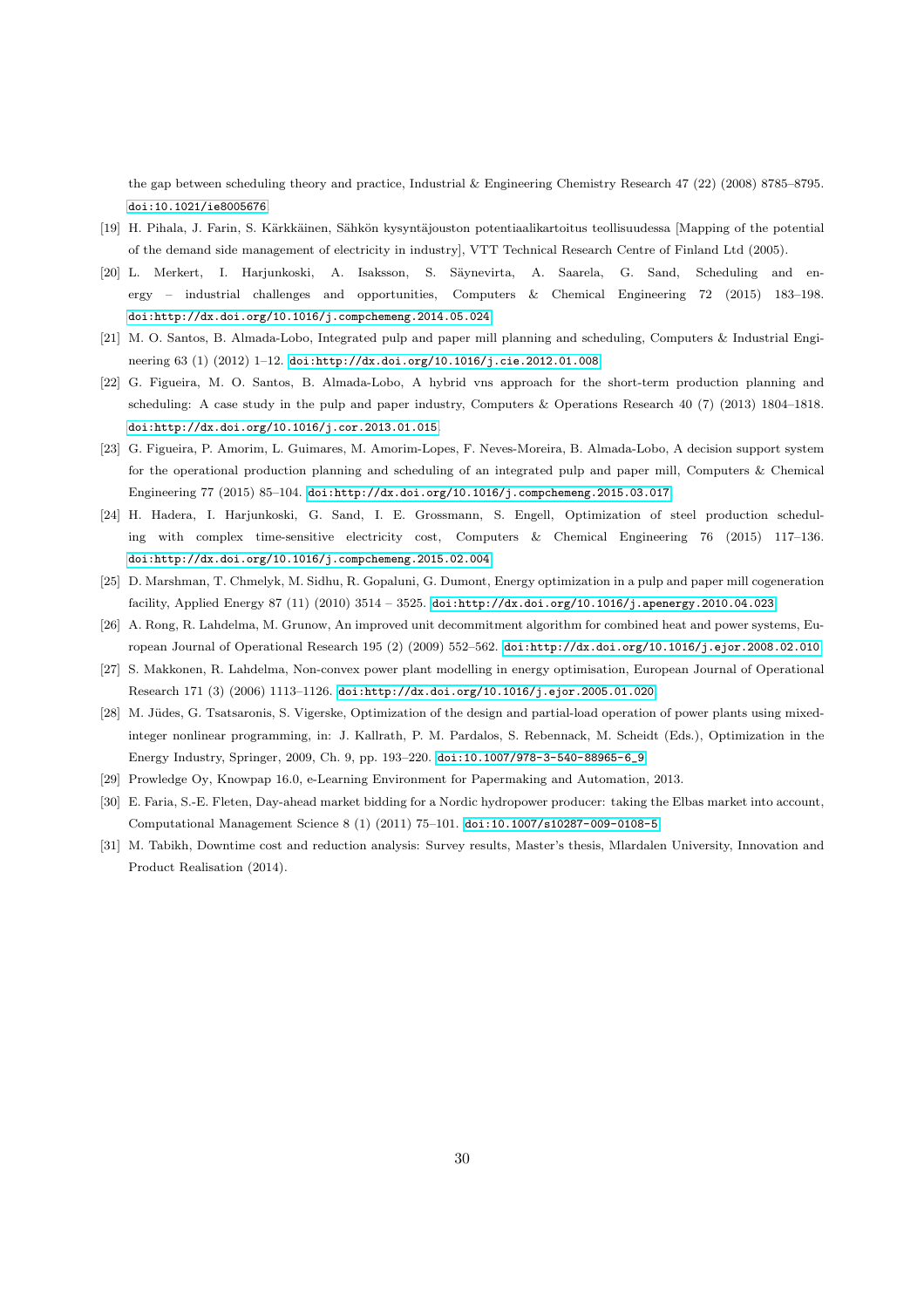the gap between scheduling theory and practice, Industrial & Engineering Chemistry Research 47 (22) (2008) 8785–8795. doi:10.1021/ie8005676

[19] H. Pihala, J. Farin, S. Kärkkäinen, Sähkön kysyntäjouston potentiaalikartoitus teollisuudessa [Mapping of the potential of the demand side management of electricity in industry], VTT Technical Research Centre of Finland Ltd (2005).

[20] L. Merkert, I. Harjunkoski, A. Isaksson, S. Säynevirta, A. Saarela, G. Sand, Scheduling and energy – industrial challenges and opportunities, Computers & Chemical Engineering 72 (2015) 183–198. doi:http://dx.doi.org/10.1016/j.compchemeng.2014.05.024

[21] M. O. Santos, B. Almada-Lobo, Integrated pulp and paper mill planning and scheduling, Computers & Industrial Engineering 63 (1) (2012) 1–12. doi:http://dx.doi.org/10.1016/j.cie.2012.01.008

[22] G. Figueira, M. O. Santos, B. Almada-Lobo, A hybrid vns approach for the short-term production planning and scheduling: A case study in the pulp and paper industry, Computers & Operations Research 40 (7) (2013) 1804–1818. doi:http://dx.doi.org/10.1016/j.cor.2013.01.015.

[23] G. Figueira, P. Amorim, L. Guimares, M. Amorim-Lopes, F. Neves-Moreira, B. Almada-Lobo, A decision support system for the operational production planning and scheduling of an integrated pulp and paper mill, Computers & Chemical Engineering 77 (2015) 85–104. doi:http://dx.doi.org/10.1016/j.compchemeng.2015.03.017

[24] H. Hadera, I. Harjunkoski, G. Sand, I. E. Grossmann, S. Engell, Optimization of steel production scheduling with complex time-sensitive electricity cost, Computers & Chemical Engineering 76 (2015) 117–136. doi:http://dx.doi.org/10.1016/j.compchemeng.2015.02.004

[25] D. Marshman, T. Chmelyk, M. Sidhu, R. Gopaluni, G. Dumont, Energy optimization in a pulp and paper mill cogeneration facility, Applied Energy 87 (11) (2010) 3514 – 3525. doi:http://dx.doi.org/10.1016/j.apenergy.2010.04.023

[26] A. Rong, R. Lahdelma, M. Grunow, An improved unit decommitment algorithm for combined heat and power systems, European Journal of Operational Research 195 (2) (2009) 552–562. doi:http://dx.doi.org/10.1016/j.ejor.2008.02.010

[27] S. Makkonen, R. Lahdelma, Non-convex power plant modelling in energy optimisation, European Journal of Operational Research 171 (3) (2006) 1113–1126. doi:http://dx.doi.org/10.1016/j.ejor.2005.01.020

[28] M. Jüdes, G. Tsatsaronis, S. Vigerske, Optimization of the design and partial-load operation of power plants using mixed-integer nonlinear programming, in: J. Kallrath, P. M. Pardalos, S. Rebennack, M. Scheidt (Eds.), Optimization in the Energy Industry, Springer, 2009, Ch. 9, pp. 193–220. doi:10.1007/978-3-540-88965-6_9

[29] Prowledge Oy, Knowpap 16.0, e-Learning Environment for Papermaking and Automation, 2013.

[30] E. Faria, S.-E. Fleten, Day-ahead market bidding for a Nordic hydropower producer: taking the Elbas market into account, Computational Management Science 8 (1) (2011) 75–101. doi:10.1007/s10287-009-0108-5

[31] M. Tabikh, Downtime cost and reduction analysis: Survey results, Master's thesis, Mlardalen University, Innovation and Product Realisation (2014).